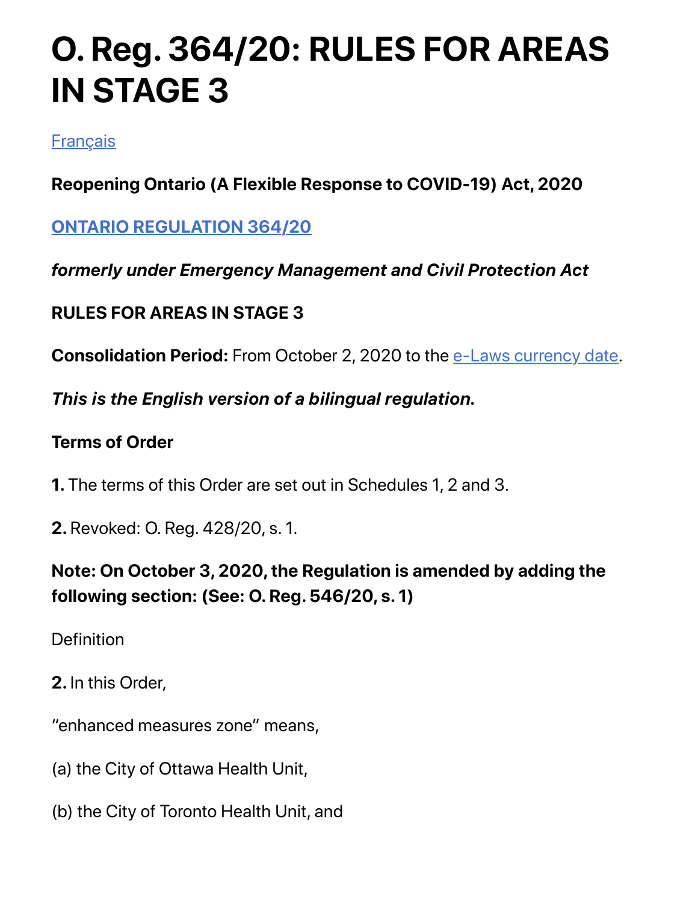# O. Reg. 364/20: RULES FOR AREAS IN STAGE 3

Français

**Reopening Ontario (A Flexible Response to COVID-19) Act, 2020**

**ONTARIO REGULATION 364/20**

***formerly under Emergency Management and Civil Protection Act***

**RULES FOR AREAS IN STAGE 3**

**Consolidation Period:** From October 2, 2020 to the e-Laws currency date.

***This is the English version of a bilingual regulation.***

**Terms of Order**

**1.** The terms of this Order are set out in Schedules 1, 2 and 3.

**2.** Revoked: O. Reg. 428/20, s. 1.

**Note: On October 3, 2020, the Regulation is amended by adding the following section: (See: O. Reg. 546/20, s. 1)**

Definition

**2.** In this Order,

"enhanced measures zone" means,

(a) the City of Ottawa Health Unit,

(b) the City of Toronto Health Unit, and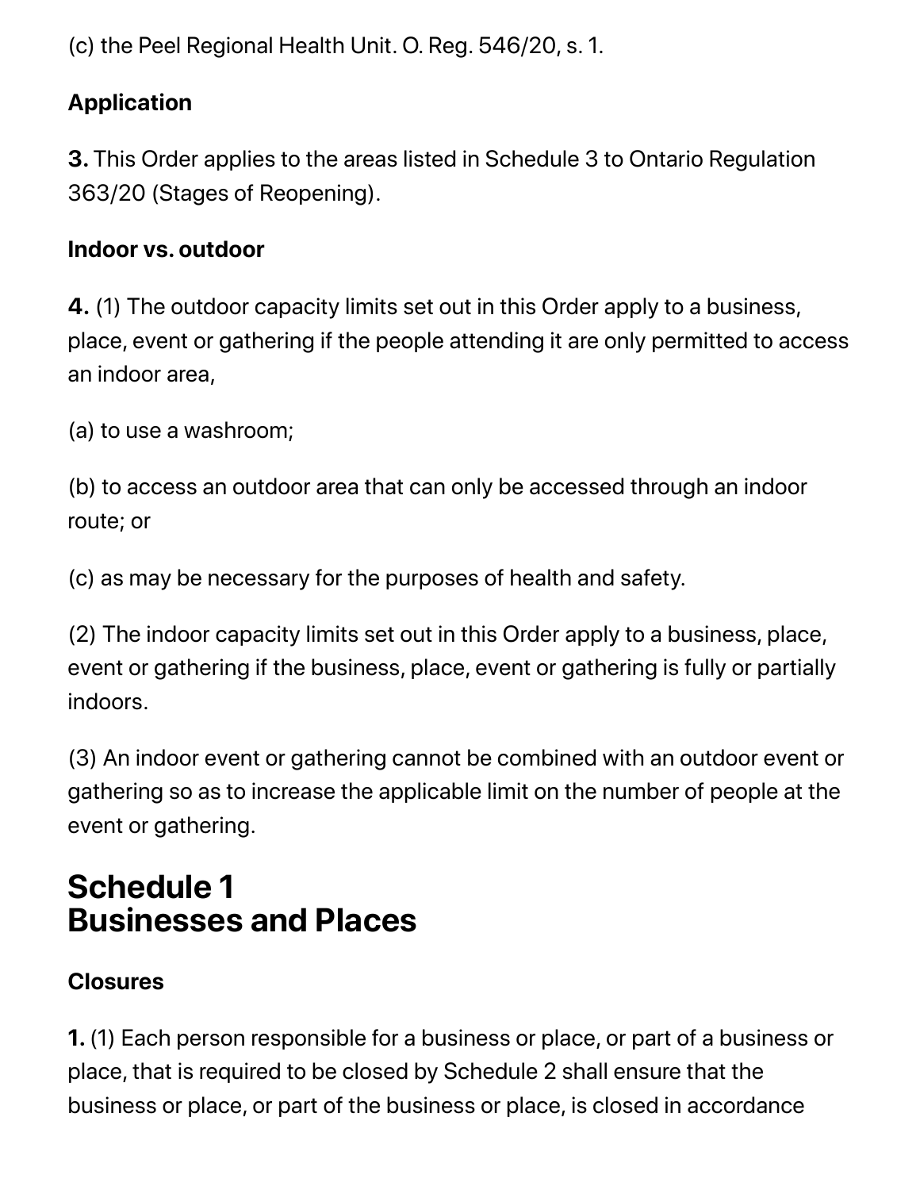(c) the Peel Regional Health Unit. O. Reg. 546/20, s. 1.

**Application**

**3.** This Order applies to the areas listed in Schedule 3 to Ontario Regulation 363/20 (Stages of Reopening).

**Indoor vs. outdoor**

**4.** (1) The outdoor capacity limits set out in this Order apply to a business, place, event or gathering if the people attending it are only permitted to access an indoor area,

(a) to use a washroom;

(b) to access an outdoor area that can only be accessed through an indoor route; or

(c) as may be necessary for the purposes of health and safety.

(2) The indoor capacity limits set out in this Order apply to a business, place, event or gathering if the business, place, event or gathering is fully or partially indoors.

(3) An indoor event or gathering cannot be combined with an outdoor event or gathering so as to increase the applicable limit on the number of people at the event or gathering.

## Schedule 1
## Businesses and Places

**Closures**

**1.** (1) Each person responsible for a business or place, or part of a business or place, that is required to be closed by Schedule 2 shall ensure that the business or place, or part of the business or place, is closed in accordance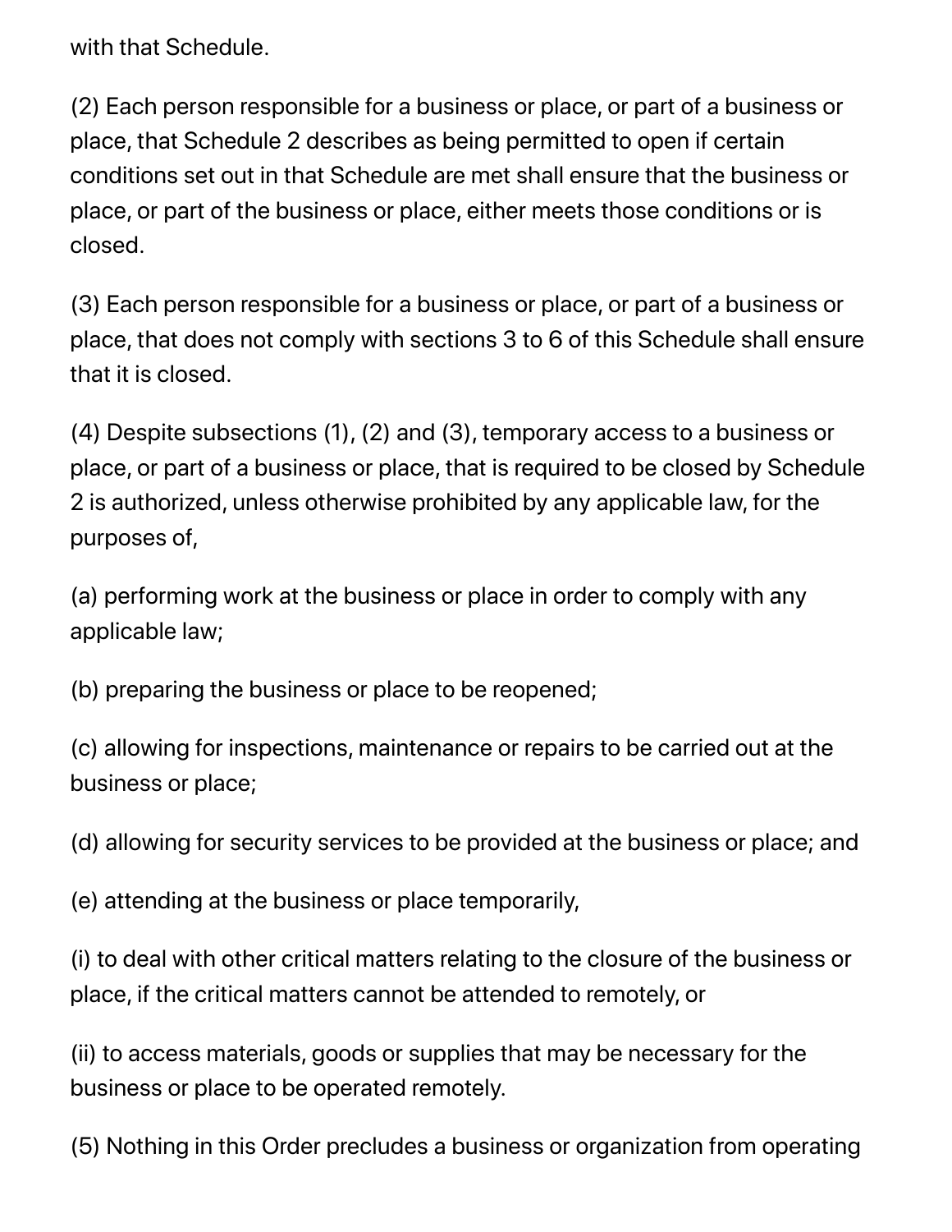with that Schedule.

(2) Each person responsible for a business or place, or part of a business or place, that Schedule 2 describes as being permitted to open if certain conditions set out in that Schedule are met shall ensure that the business or place, or part of the business or place, either meets those conditions or is closed.

(3) Each person responsible for a business or place, or part of a business or place, that does not comply with sections 3 to 6 of this Schedule shall ensure that it is closed.

(4) Despite subsections (1), (2) and (3), temporary access to a business or place, or part of a business or place, that is required to be closed by Schedule 2 is authorized, unless otherwise prohibited by any applicable law, for the purposes of,

(a) performing work at the business or place in order to comply with any applicable law;

(b) preparing the business or place to be reopened;

(c) allowing for inspections, maintenance or repairs to be carried out at the business or place;

(d) allowing for security services to be provided at the business or place; and

(e) attending at the business or place temporarily,

(i) to deal with other critical matters relating to the closure of the business or place, if the critical matters cannot be attended to remotely, or

(ii) to access materials, goods or supplies that may be necessary for the business or place to be operated remotely.

(5) Nothing in this Order precludes a business or organization from operating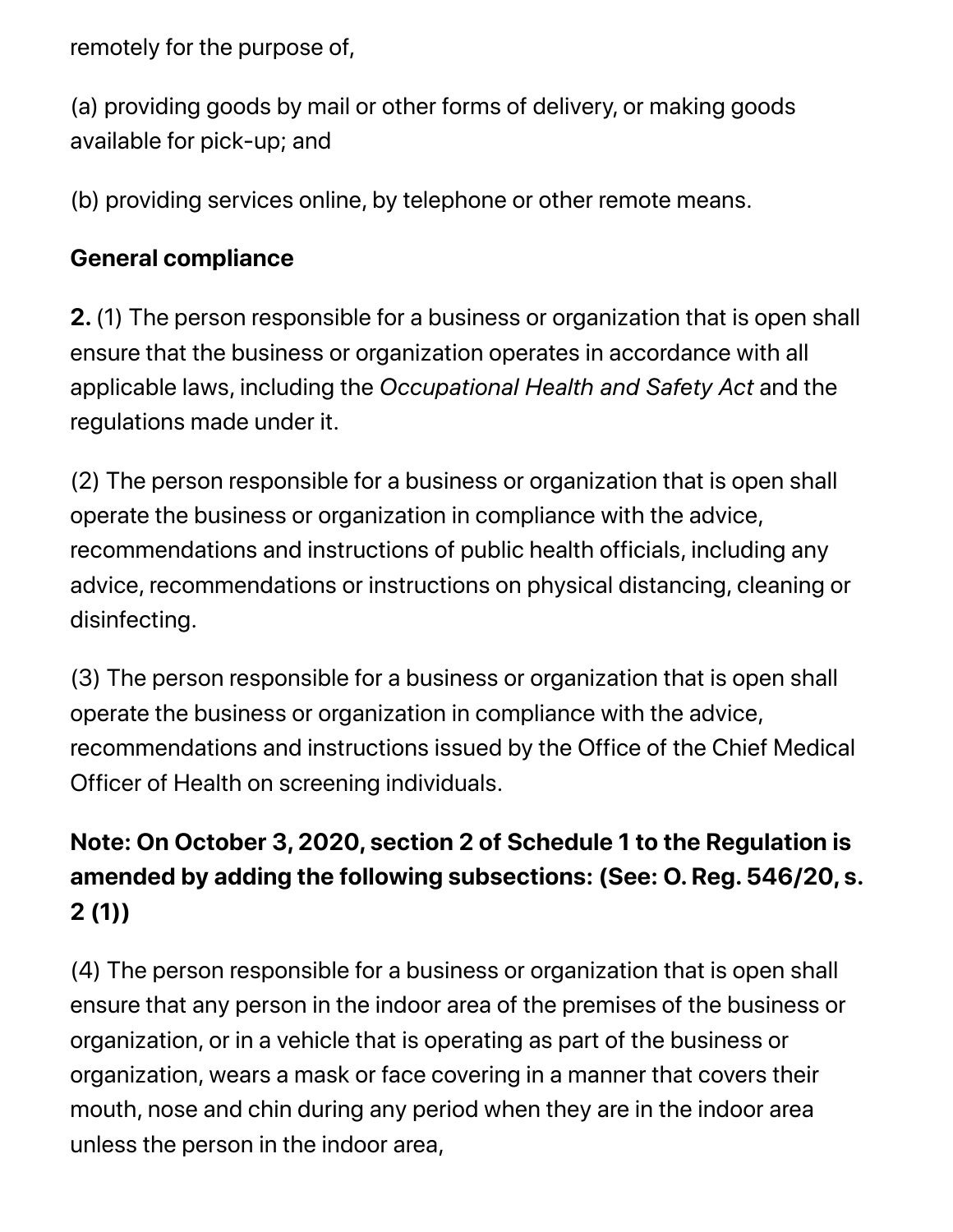remotely for the purpose of,

(a) providing goods by mail or other forms of delivery, or making goods available for pick-up; and

(b) providing services online, by telephone or other remote means.

**General compliance**

**2.** (1) The person responsible for a business or organization that is open shall ensure that the business or organization operates in accordance with all applicable laws, including the *Occupational Health and Safety Act* and the regulations made under it.

(2) The person responsible for a business or organization that is open shall operate the business or organization in compliance with the advice, recommendations and instructions of public health officials, including any advice, recommendations or instructions on physical distancing, cleaning or disinfecting.

(3) The person responsible for a business or organization that is open shall operate the business or organization in compliance with the advice, recommendations and instructions issued by the Office of the Chief Medical Officer of Health on screening individuals.

**Note: On October 3, 2020, section 2 of Schedule 1 to the Regulation is amended by adding the following subsections: (See: O. Reg. 546/20, s. 2 (1))**

(4) The person responsible for a business or organization that is open shall ensure that any person in the indoor area of the premises of the business or organization, or in a vehicle that is operating as part of the business or organization, wears a mask or face covering in a manner that covers their mouth, nose and chin during any period when they are in the indoor area unless the person in the indoor area,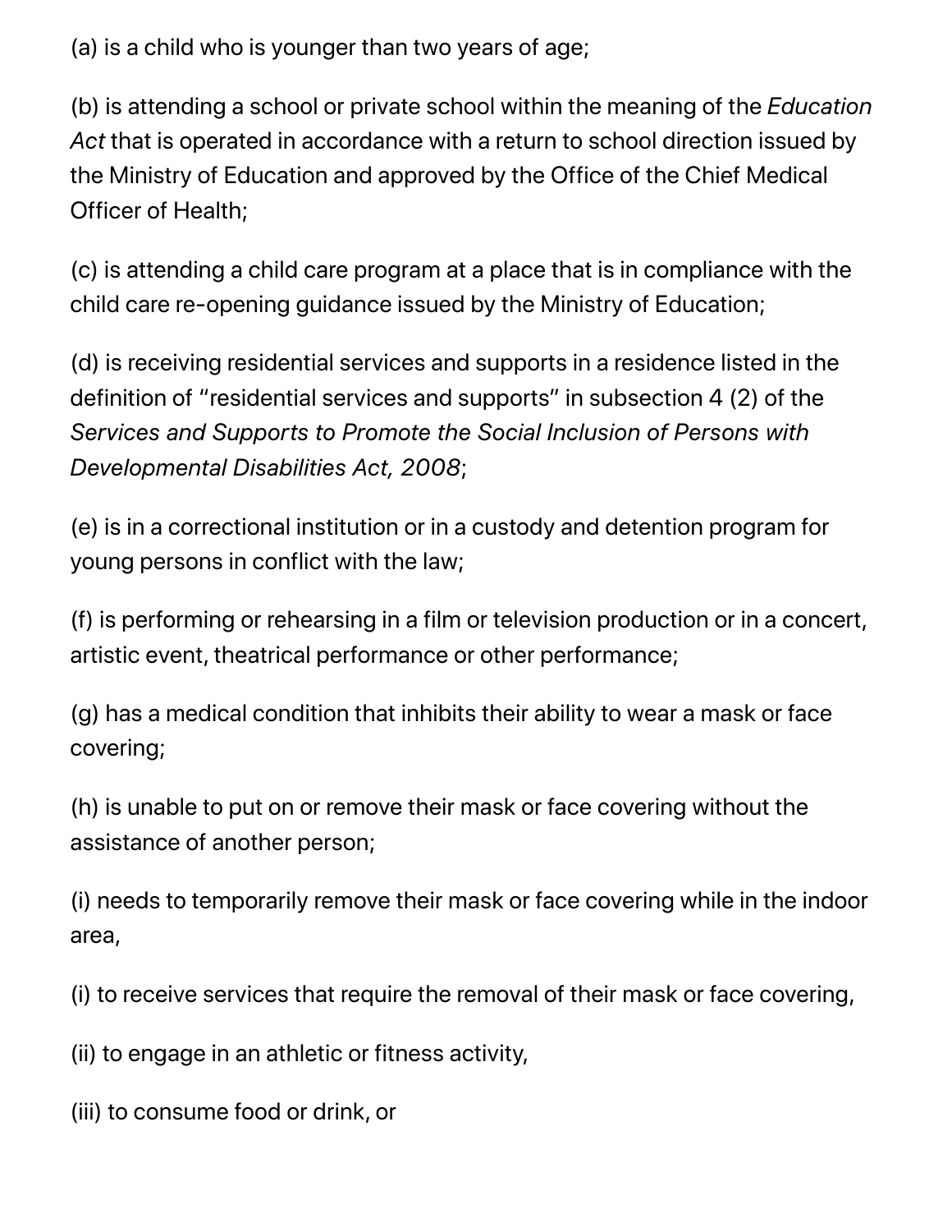(a) is a child who is younger than two years of age;

(b) is attending a school or private school within the meaning of the *Education Act* that is operated in accordance with a return to school direction issued by the Ministry of Education and approved by the Office of the Chief Medical Officer of Health;

(c) is attending a child care program at a place that is in compliance with the child care re-opening guidance issued by the Ministry of Education;

(d) is receiving residential services and supports in a residence listed in the definition of "residential services and supports" in subsection 4 (2) of the *Services and Supports to Promote the Social Inclusion of Persons with Developmental Disabilities Act, 2008*;

(e) is in a correctional institution or in a custody and detention program for young persons in conflict with the law;

(f) is performing or rehearsing in a film or television production or in a concert, artistic event, theatrical performance or other performance;

(g) has a medical condition that inhibits their ability to wear a mask or face covering;

(h) is unable to put on or remove their mask or face covering without the assistance of another person;

(i) needs to temporarily remove their mask or face covering while in the indoor area,

(i) to receive services that require the removal of their mask or face covering,

(ii) to engage in an athletic or fitness activity,

(iii) to consume food or drink, or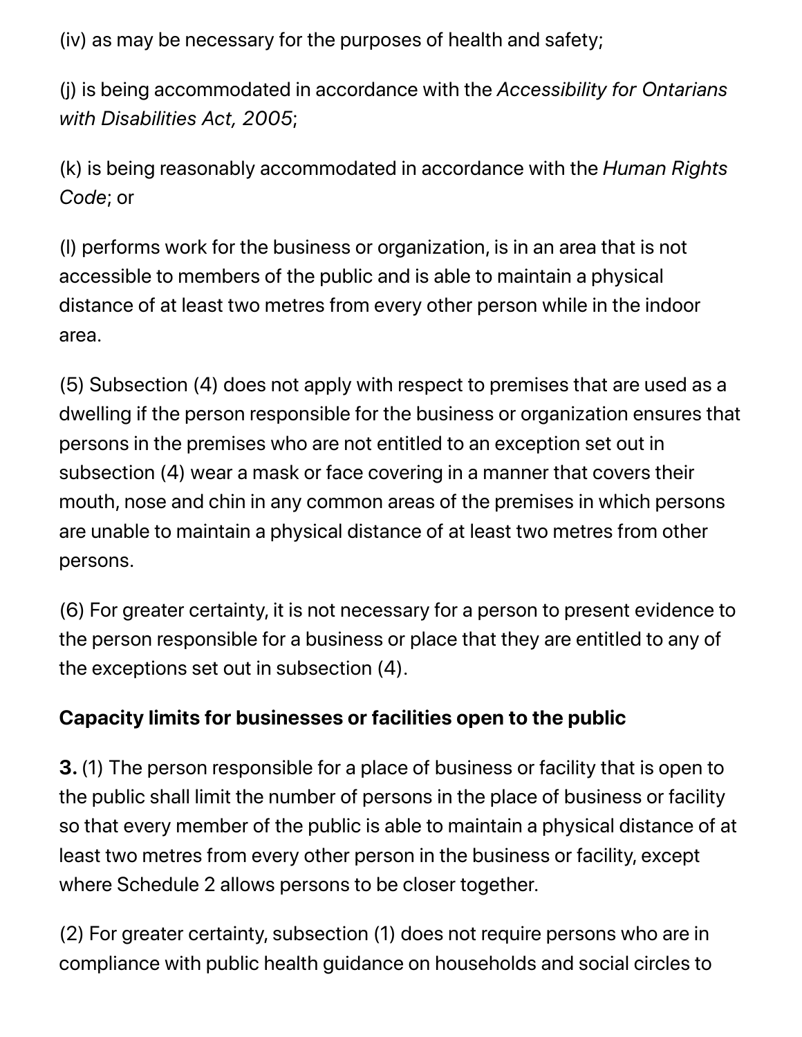(iv) as may be necessary for the purposes of health and safety;

(j) is being accommodated in accordance with the *Accessibility for Ontarians with Disabilities Act, 2005*;

(k) is being reasonably accommodated in accordance with the *Human Rights Code*; or

(l) performs work for the business or organization, is in an area that is not accessible to members of the public and is able to maintain a physical distance of at least two metres from every other person while in the indoor area.

(5) Subsection (4) does not apply with respect to premises that are used as a dwelling if the person responsible for the business or organization ensures that persons in the premises who are not entitled to an exception set out in subsection (4) wear a mask or face covering in a manner that covers their mouth, nose and chin in any common areas of the premises in which persons are unable to maintain a physical distance of at least two metres from other persons.

(6) For greater certainty, it is not necessary for a person to present evidence to the person responsible for a business or place that they are entitled to any of the exceptions set out in subsection (4).

**Capacity limits for businesses or facilities open to the public**

**3.** (1) The person responsible for a place of business or facility that is open to the public shall limit the number of persons in the place of business or facility so that every member of the public is able to maintain a physical distance of at least two metres from every other person in the business or facility, except where Schedule 2 allows persons to be closer together.

(2) For greater certainty, subsection (1) does not require persons who are in compliance with public health guidance on households and social circles to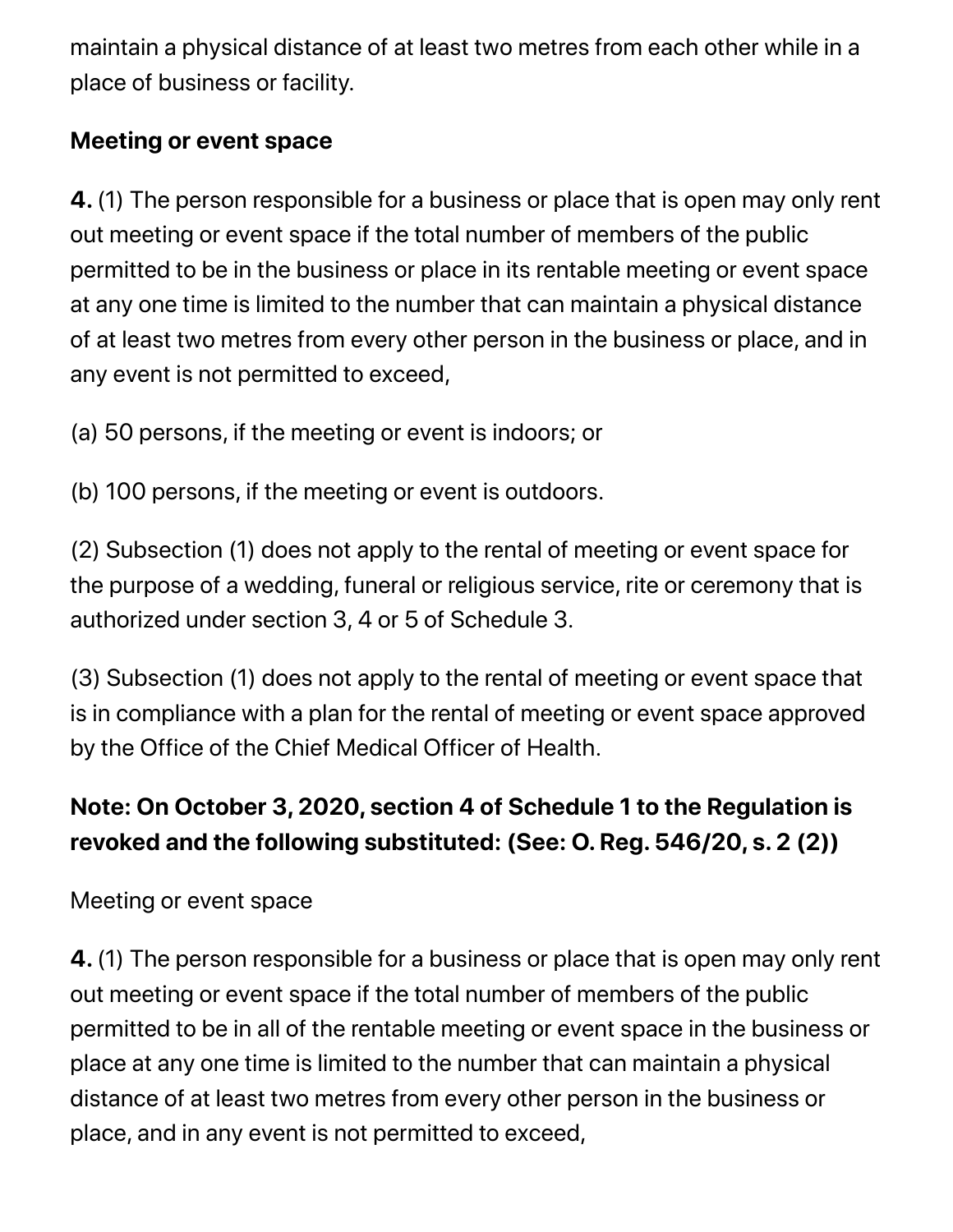maintain a physical distance of at least two metres from each other while in a place of business or facility.

**Meeting or event space**

**4.** (1) The person responsible for a business or place that is open may only rent out meeting or event space if the total number of members of the public permitted to be in the business or place in its rentable meeting or event space at any one time is limited to the number that can maintain a physical distance of at least two metres from every other person in the business or place, and in any event is not permitted to exceed,

(a) 50 persons, if the meeting or event is indoors; or

(b) 100 persons, if the meeting or event is outdoors.

(2) Subsection (1) does not apply to the rental of meeting or event space for the purpose of a wedding, funeral or religious service, rite or ceremony that is authorized under section 3, 4 or 5 of Schedule 3.

(3) Subsection (1) does not apply to the rental of meeting or event space that is in compliance with a plan for the rental of meeting or event space approved by the Office of the Chief Medical Officer of Health.

**Note: On October 3, 2020, section 4 of Schedule 1 to the Regulation is revoked and the following substituted: (See: O. Reg. 546/20, s. 2 (2))**

Meeting or event space

**4.** (1) The person responsible for a business or place that is open may only rent out meeting or event space if the total number of members of the public permitted to be in all of the rentable meeting or event space in the business or place at any one time is limited to the number that can maintain a physical distance of at least two metres from every other person in the business or place, and in any event is not permitted to exceed,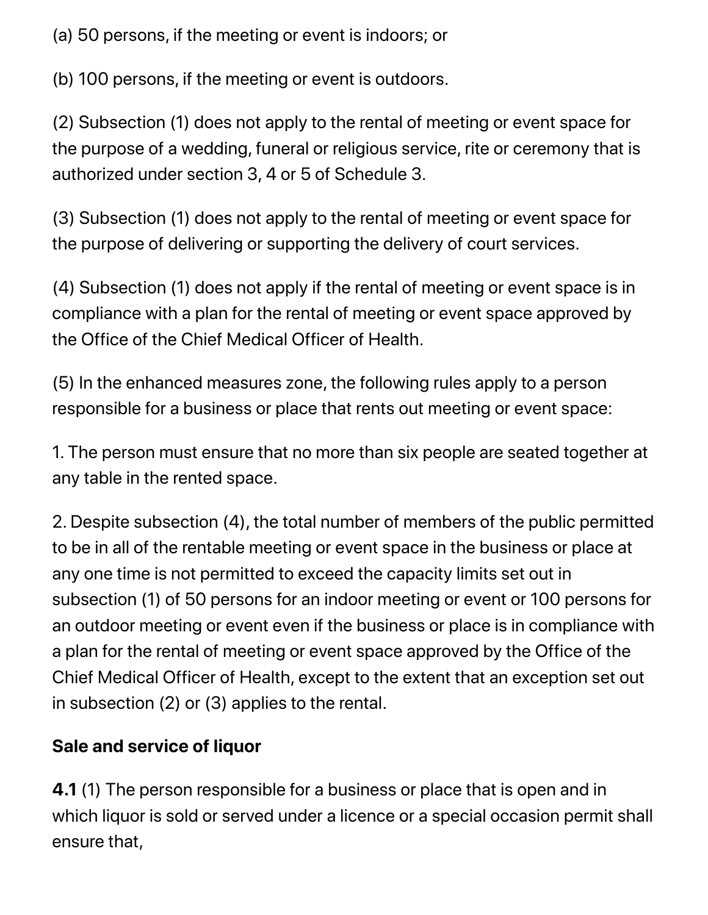(a) 50 persons, if the meeting or event is indoors; or

(b) 100 persons, if the meeting or event is outdoors.

(2) Subsection (1) does not apply to the rental of meeting or event space for the purpose of a wedding, funeral or religious service, rite or ceremony that is authorized under section 3, 4 or 5 of Schedule 3.

(3) Subsection (1) does not apply to the rental of meeting or event space for the purpose of delivering or supporting the delivery of court services.

(4) Subsection (1) does not apply if the rental of meeting or event space is in compliance with a plan for the rental of meeting or event space approved by the Office of the Chief Medical Officer of Health.

(5) In the enhanced measures zone, the following rules apply to a person responsible for a business or place that rents out meeting or event space:

1. The person must ensure that no more than six people are seated together at any table in the rented space.

2. Despite subsection (4), the total number of members of the public permitted to be in all of the rentable meeting or event space in the business or place at any one time is not permitted to exceed the capacity limits set out in subsection (1) of 50 persons for an indoor meeting or event or 100 persons for an outdoor meeting or event even if the business or place is in compliance with a plan for the rental of meeting or event space approved by the Office of the Chief Medical Officer of Health, except to the extent that an exception set out in subsection (2) or (3) applies to the rental.

**Sale and service of liquor**

**4.1** (1) The person responsible for a business or place that is open and in which liquor is sold or served under a licence or a special occasion permit shall ensure that,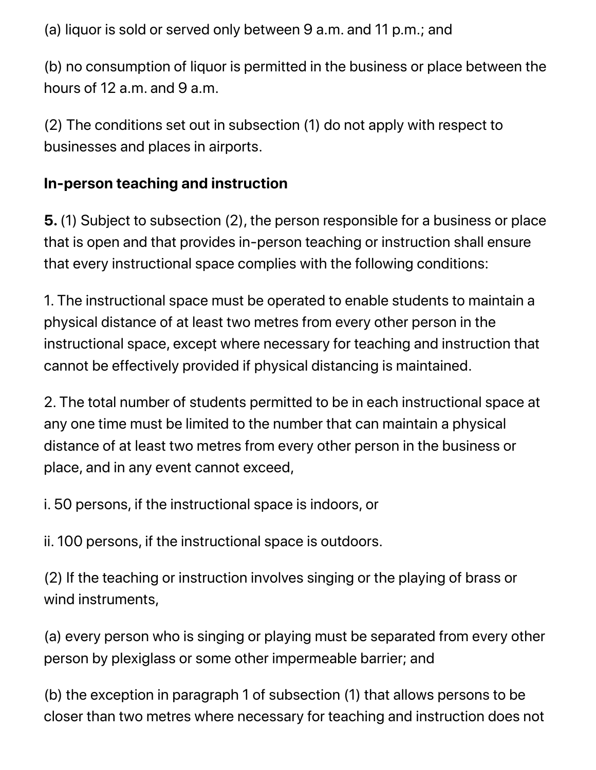(a) liquor is sold or served only between 9 a.m. and 11 p.m.; and

(b) no consumption of liquor is permitted in the business or place between the hours of 12 a.m. and 9 a.m.

(2) The conditions set out in subsection (1) do not apply with respect to businesses and places in airports.

**In-person teaching and instruction**

**5.** (1) Subject to subsection (2), the person responsible for a business or place that is open and that provides in-person teaching or instruction shall ensure that every instructional space complies with the following conditions:

1. The instructional space must be operated to enable students to maintain a physical distance of at least two metres from every other person in the instructional space, except where necessary for teaching and instruction that cannot be effectively provided if physical distancing is maintained.

2. The total number of students permitted to be in each instructional space at any one time must be limited to the number that can maintain a physical distance of at least two metres from every other person in the business or place, and in any event cannot exceed,

i. 50 persons, if the instructional space is indoors, or

ii. 100 persons, if the instructional space is outdoors.

(2) If the teaching or instruction involves singing or the playing of brass or wind instruments,

(a) every person who is singing or playing must be separated from every other person by plexiglass or some other impermeable barrier; and

(b) the exception in paragraph 1 of subsection (1) that allows persons to be closer than two metres where necessary for teaching and instruction does not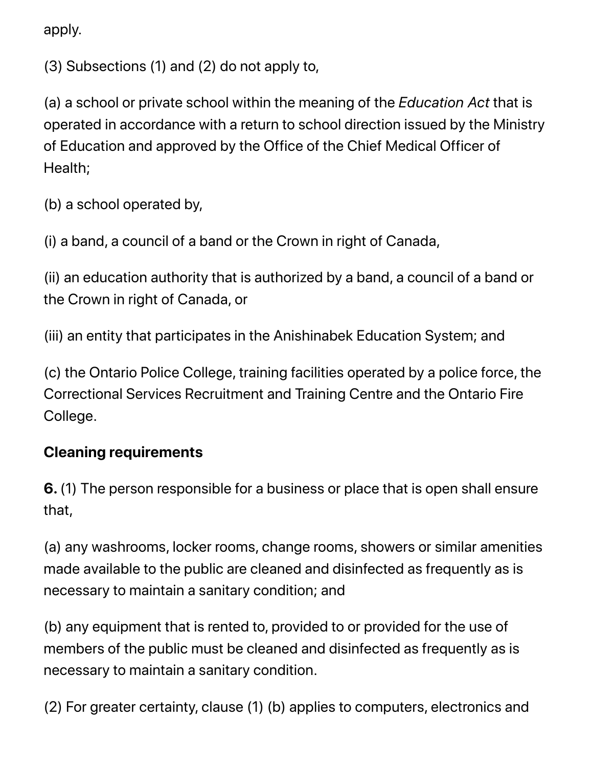apply.

(3) Subsections (1) and (2) do not apply to,

(a) a school or private school within the meaning of the *Education Act* that is operated in accordance with a return to school direction issued by the Ministry of Education and approved by the Office of the Chief Medical Officer of Health;

(b) a school operated by,

(i) a band, a council of a band or the Crown in right of Canada,

(ii) an education authority that is authorized by a band, a council of a band or the Crown in right of Canada, or

(iii) an entity that participates in the Anishinabek Education System; and

(c) the Ontario Police College, training facilities operated by a police force, the Correctional Services Recruitment and Training Centre and the Ontario Fire College.

**Cleaning requirements**

**6.** (1) The person responsible for a business or place that is open shall ensure that,

(a) any washrooms, locker rooms, change rooms, showers or similar amenities made available to the public are cleaned and disinfected as frequently as is necessary to maintain a sanitary condition; and

(b) any equipment that is rented to, provided to or provided for the use of members of the public must be cleaned and disinfected as frequently as is necessary to maintain a sanitary condition.

(2) For greater certainty, clause (1) (b) applies to computers, electronics and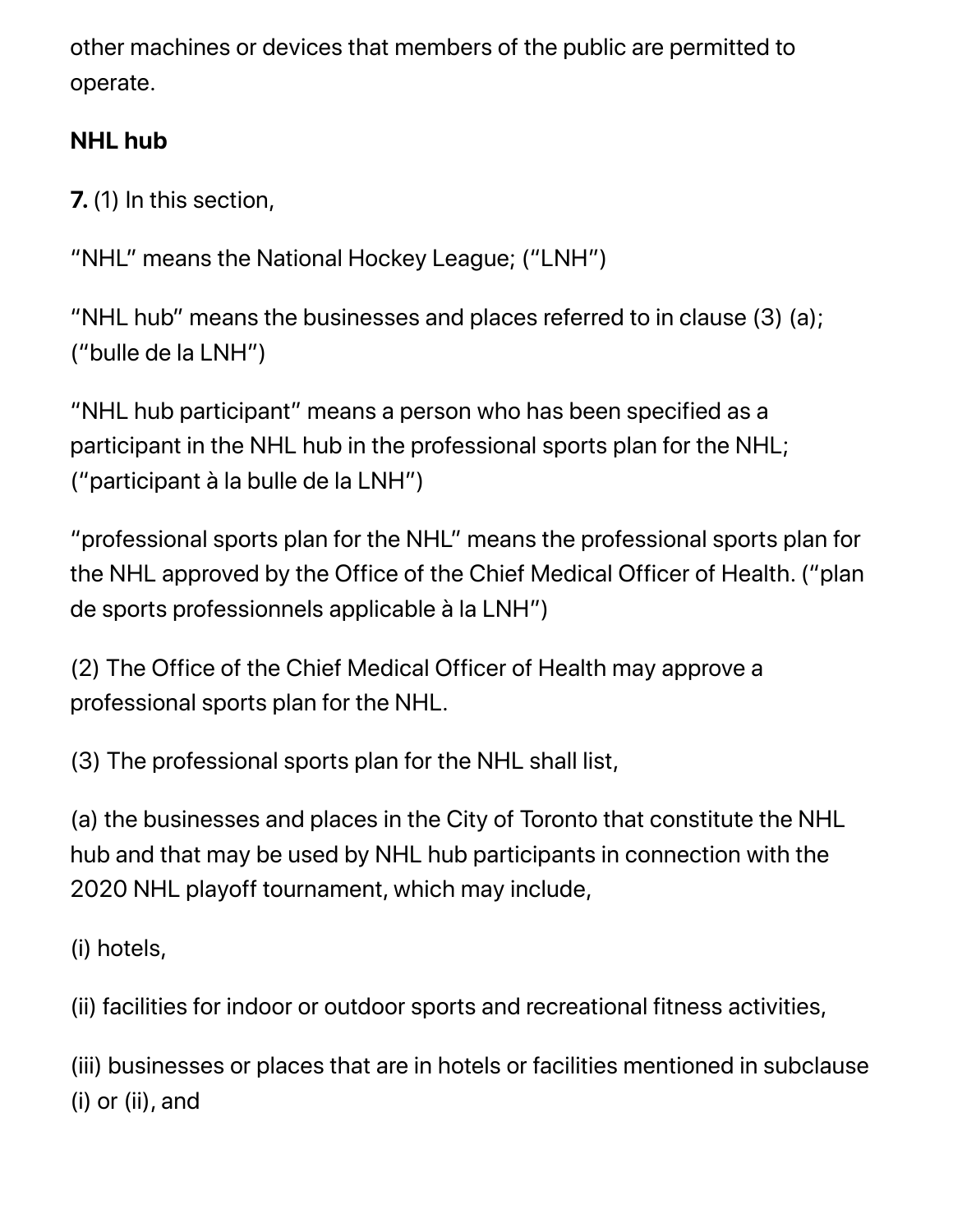other machines or devices that members of the public are permitted to operate.

**NHL hub**

**7.** (1) In this section,

"NHL" means the National Hockey League; ("LNH")

"NHL hub" means the businesses and places referred to in clause (3) (a); ("bulle de la LNH")

"NHL hub participant" means a person who has been specified as a participant in the NHL hub in the professional sports plan for the NHL; ("participant à la bulle de la LNH")

"professional sports plan for the NHL" means the professional sports plan for the NHL approved by the Office of the Chief Medical Officer of Health. ("plan de sports professionnels applicable à la LNH")

(2) The Office of the Chief Medical Officer of Health may approve a professional sports plan for the NHL.

(3) The professional sports plan for the NHL shall list,

(a) the businesses and places in the City of Toronto that constitute the NHL hub and that may be used by NHL hub participants in connection with the 2020 NHL playoff tournament, which may include,

(i) hotels,

(ii) facilities for indoor or outdoor sports and recreational fitness activities,

(iii) businesses or places that are in hotels or facilities mentioned in subclause (i) or (ii), and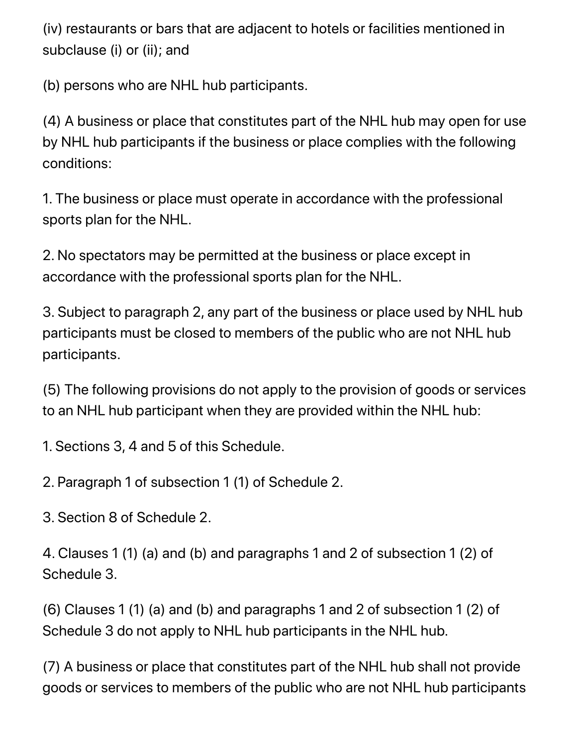(iv) restaurants or bars that are adjacent to hotels or facilities mentioned in subclause (i) or (ii); and

(b) persons who are NHL hub participants.

(4) A business or place that constitutes part of the NHL hub may open for use by NHL hub participants if the business or place complies with the following conditions:

1. The business or place must operate in accordance with the professional sports plan for the NHL.

2. No spectators may be permitted at the business or place except in accordance with the professional sports plan for the NHL.

3. Subject to paragraph 2, any part of the business or place used by NHL hub participants must be closed to members of the public who are not NHL hub participants.

(5) The following provisions do not apply to the provision of goods or services to an NHL hub participant when they are provided within the NHL hub:

1. Sections 3, 4 and 5 of this Schedule.

2. Paragraph 1 of subsection 1 (1) of Schedule 2.

3. Section 8 of Schedule 2.

4. Clauses 1 (1) (a) and (b) and paragraphs 1 and 2 of subsection 1 (2) of Schedule 3.

(6) Clauses 1 (1) (a) and (b) and paragraphs 1 and 2 of subsection 1 (2) of Schedule 3 do not apply to NHL hub participants in the NHL hub.

(7) A business or place that constitutes part of the NHL hub shall not provide goods or services to members of the public who are not NHL hub participants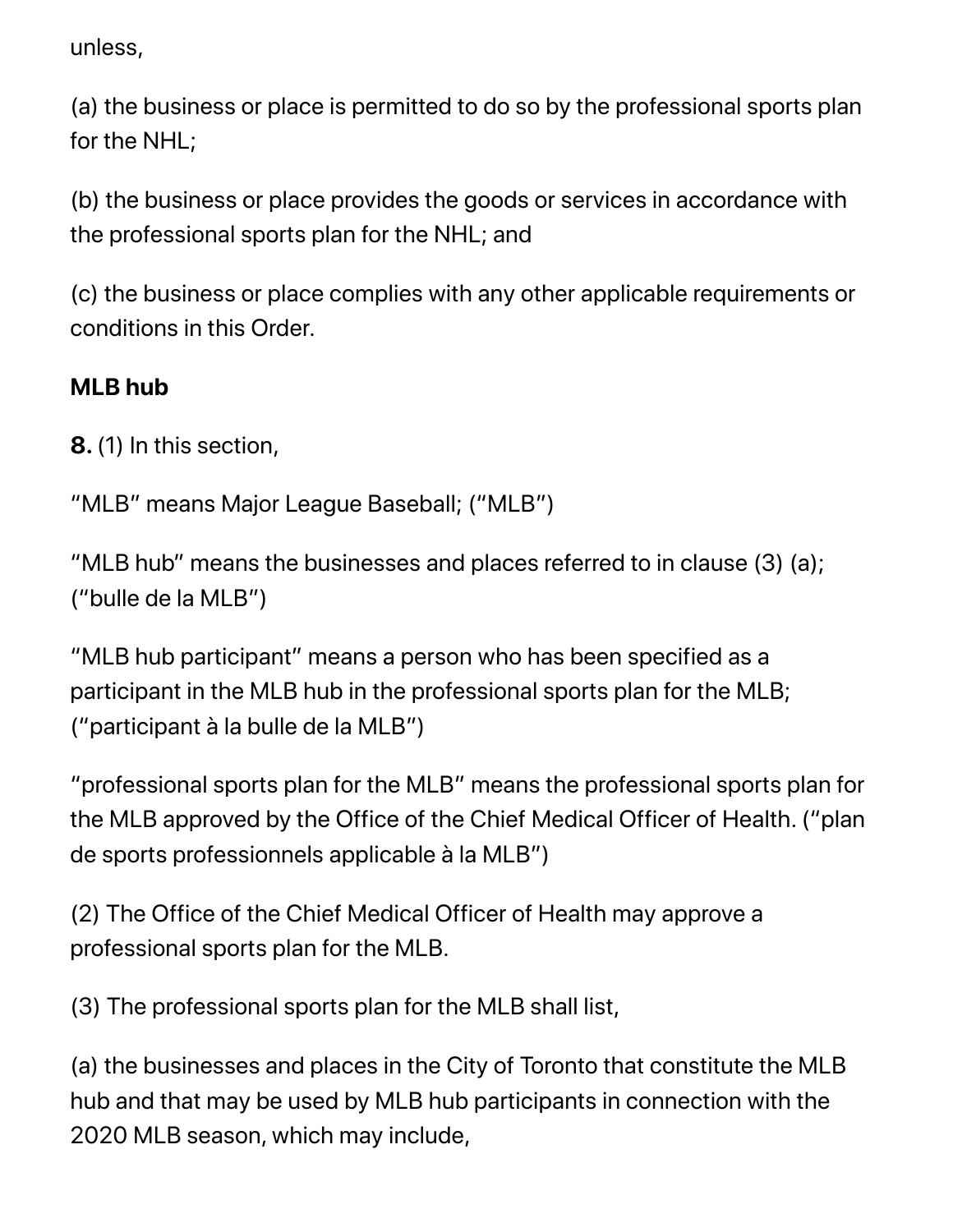unless,

(a) the business or place is permitted to do so by the professional sports plan for the NHL;

(b) the business or place provides the goods or services in accordance with the professional sports plan for the NHL; and

(c) the business or place complies with any other applicable requirements or conditions in this Order.

**MLB hub**

**8.** (1) In this section,

"MLB" means Major League Baseball; ("MLB")

"MLB hub" means the businesses and places referred to in clause (3) (a); ("bulle de la MLB")

"MLB hub participant" means a person who has been specified as a participant in the MLB hub in the professional sports plan for the MLB; ("participant à la bulle de la MLB")

"professional sports plan for the MLB" means the professional sports plan for the MLB approved by the Office of the Chief Medical Officer of Health. ("plan de sports professionnels applicable à la MLB")

(2) The Office of the Chief Medical Officer of Health may approve a professional sports plan for the MLB.

(3) The professional sports plan for the MLB shall list,

(a) the businesses and places in the City of Toronto that constitute the MLB hub and that may be used by MLB hub participants in connection with the 2020 MLB season, which may include,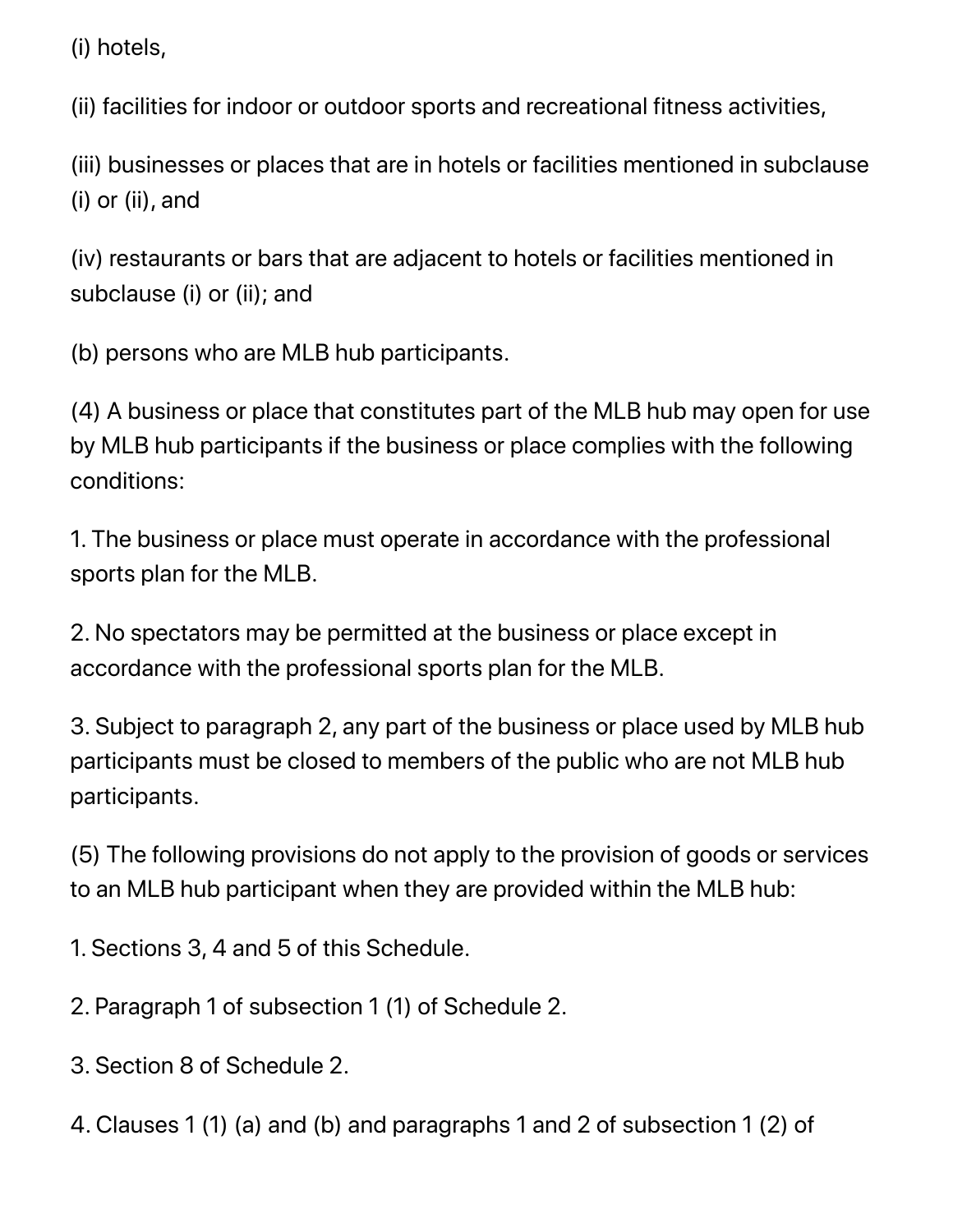(i) hotels,

(ii) facilities for indoor or outdoor sports and recreational fitness activities,

(iii) businesses or places that are in hotels or facilities mentioned in subclause (i) or (ii), and

(iv) restaurants or bars that are adjacent to hotels or facilities mentioned in subclause (i) or (ii); and

(b) persons who are MLB hub participants.

(4) A business or place that constitutes part of the MLB hub may open for use by MLB hub participants if the business or place complies with the following conditions:

1. The business or place must operate in accordance with the professional sports plan for the MLB.

2. No spectators may be permitted at the business or place except in accordance with the professional sports plan for the MLB.

3. Subject to paragraph 2, any part of the business or place used by MLB hub participants must be closed to members of the public who are not MLB hub participants.

(5) The following provisions do not apply to the provision of goods or services to an MLB hub participant when they are provided within the MLB hub:

1. Sections 3, 4 and 5 of this Schedule.

2. Paragraph 1 of subsection 1 (1) of Schedule 2.

3. Section 8 of Schedule 2.

4. Clauses 1 (1) (a) and (b) and paragraphs 1 and 2 of subsection 1 (2) of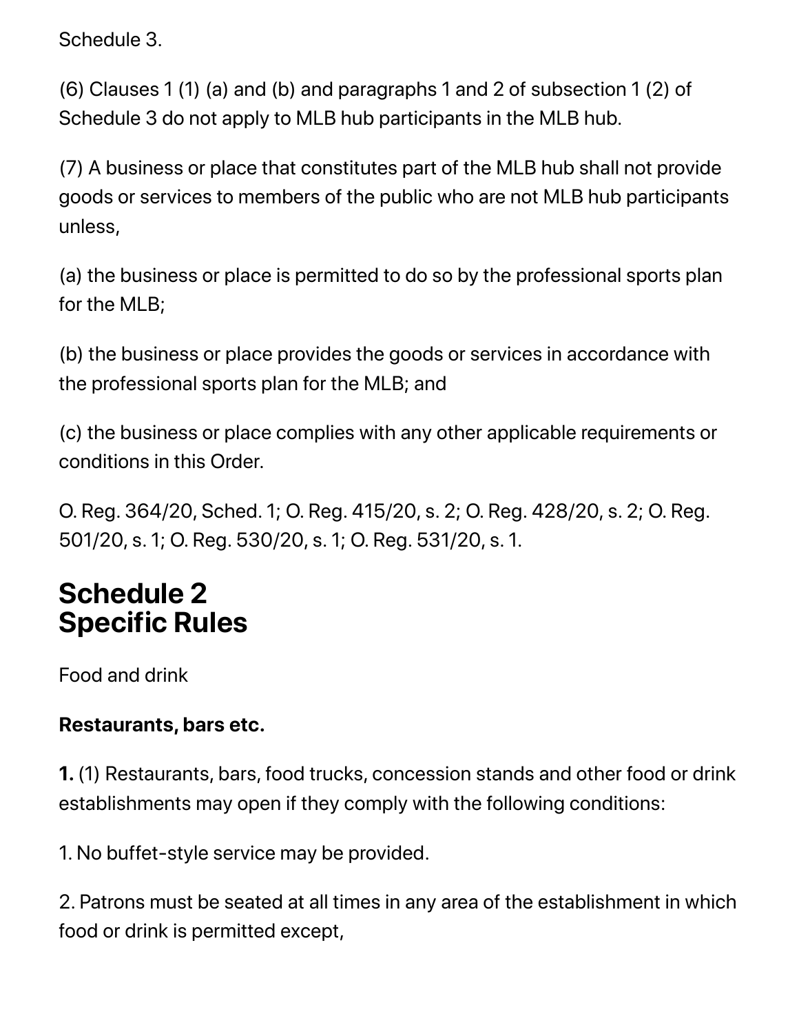Schedule 3.

(6) Clauses 1 (1) (a) and (b) and paragraphs 1 and 2 of subsection 1 (2) of Schedule 3 do not apply to MLB hub participants in the MLB hub.

(7) A business or place that constitutes part of the MLB hub shall not provide goods or services to members of the public who are not MLB hub participants unless,

(a) the business or place is permitted to do so by the professional sports plan for the MLB;

(b) the business or place provides the goods or services in accordance with the professional sports plan for the MLB; and

(c) the business or place complies with any other applicable requirements or conditions in this Order.

O. Reg. 364/20, Sched. 1; O. Reg. 415/20, s. 2; O. Reg. 428/20, s. 2; O. Reg. 501/20, s. 1; O. Reg. 530/20, s. 1; O. Reg. 531/20, s. 1.

## Schedule 2
## Specific Rules

Food and drink

**Restaurants, bars etc.**

**1.** (1) Restaurants, bars, food trucks, concession stands and other food or drink establishments may open if they comply with the following conditions:

1. No buffet-style service may be provided.

2. Patrons must be seated at all times in any area of the establishment in which food or drink is permitted except,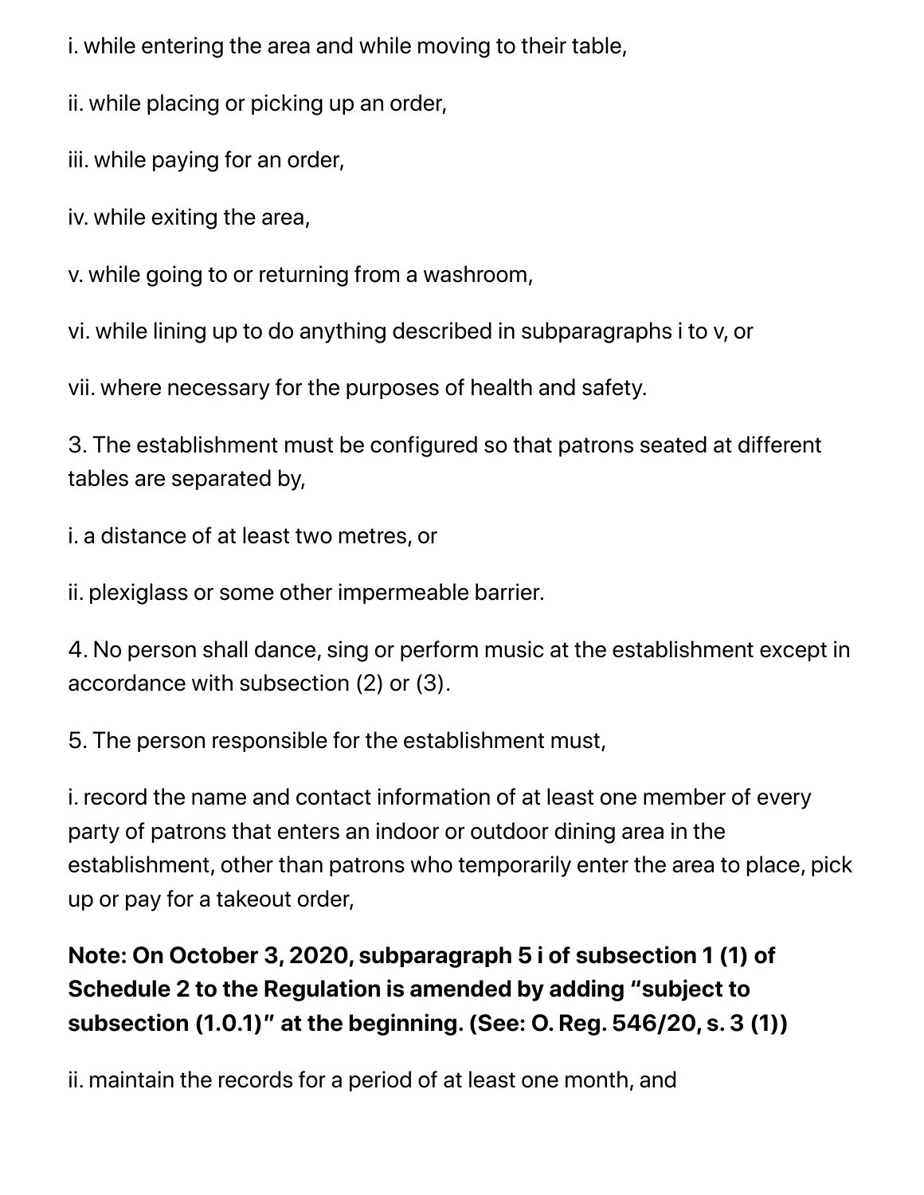i. while entering the area and while moving to their table,

ii. while placing or picking up an order,

iii. while paying for an order,

iv. while exiting the area,

v. while going to or returning from a washroom,

vi. while lining up to do anything described in subparagraphs i to v, or

vii. where necessary for the purposes of health and safety.

3. The establishment must be configured so that patrons seated at different tables are separated by,

i. a distance of at least two metres, or

ii. plexiglass or some other impermeable barrier.

4. No person shall dance, sing or perform music at the establishment except in accordance with subsection (2) or (3).

5. The person responsible for the establishment must,

i. record the name and contact information of at least one member of every party of patrons that enters an indoor or outdoor dining area in the establishment, other than patrons who temporarily enter the area to place, pick up or pay for a takeout order,

**Note: On October 3, 2020, subparagraph 5 i of subsection 1 (1) of Schedule 2 to the Regulation is amended by adding "subject to subsection (1.0.1)" at the beginning. (See: O. Reg. 546/20, s. 3 (1))**

ii. maintain the records for a period of at least one month, and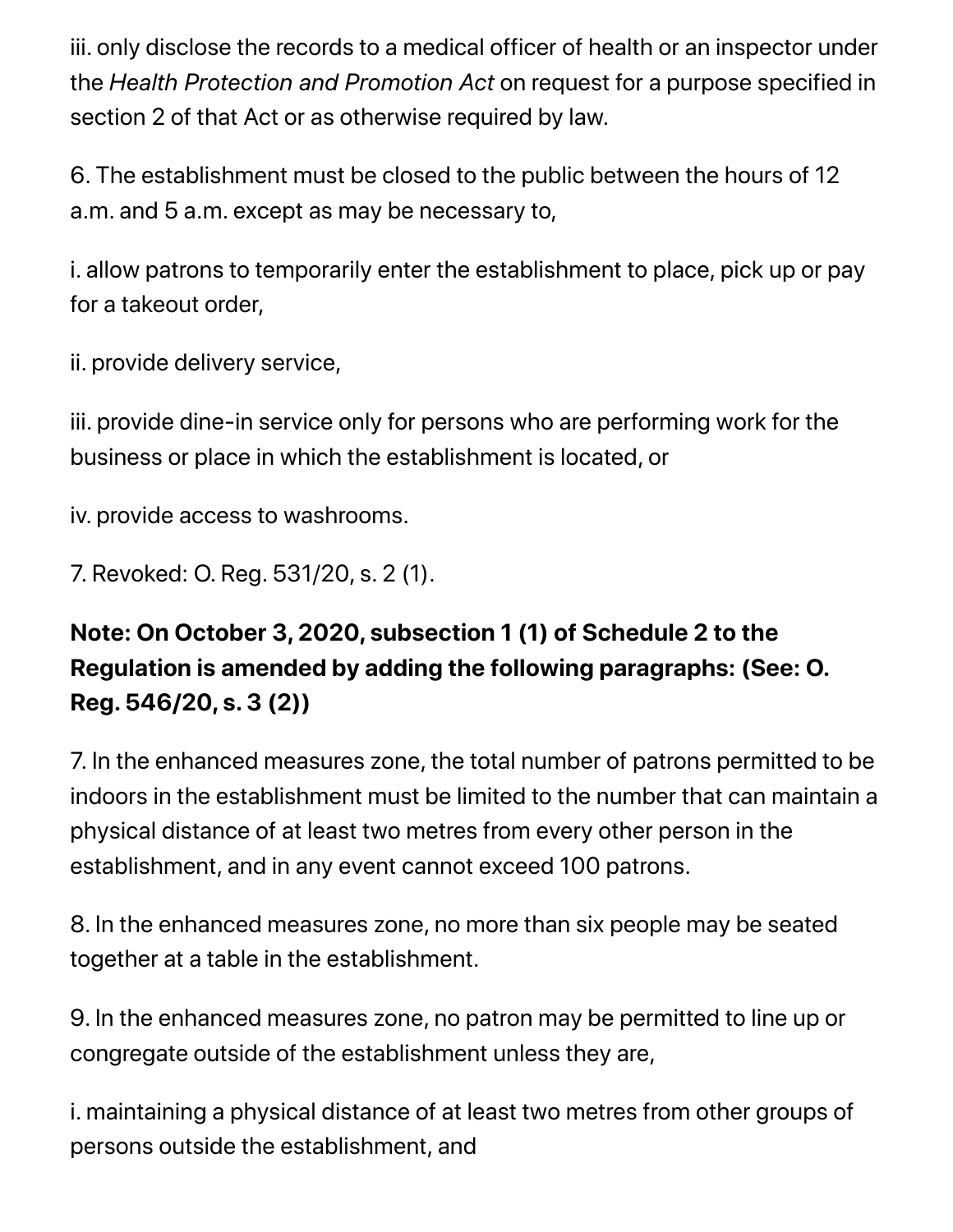iii. only disclose the records to a medical officer of health or an inspector under the *Health Protection and Promotion Act* on request for a purpose specified in section 2 of that Act or as otherwise required by law.

6. The establishment must be closed to the public between the hours of 12 a.m. and 5 a.m. except as may be necessary to,

i. allow patrons to temporarily enter the establishment to place, pick up or pay for a takeout order,

ii. provide delivery service,

iii. provide dine-in service only for persons who are performing work for the business or place in which the establishment is located, or

iv. provide access to washrooms.

7. Revoked: O. Reg. 531/20, s. 2 (1).

**Note: On October 3, 2020, subsection 1 (1) of Schedule 2 to the Regulation is amended by adding the following paragraphs: (See: O. Reg. 546/20, s. 3 (2))**

7. In the enhanced measures zone, the total number of patrons permitted to be indoors in the establishment must be limited to the number that can maintain a physical distance of at least two metres from every other person in the establishment, and in any event cannot exceed 100 patrons.

8. In the enhanced measures zone, no more than six people may be seated together at a table in the establishment.

9. In the enhanced measures zone, no patron may be permitted to line up or congregate outside of the establishment unless they are,

i. maintaining a physical distance of at least two metres from other groups of persons outside the establishment, and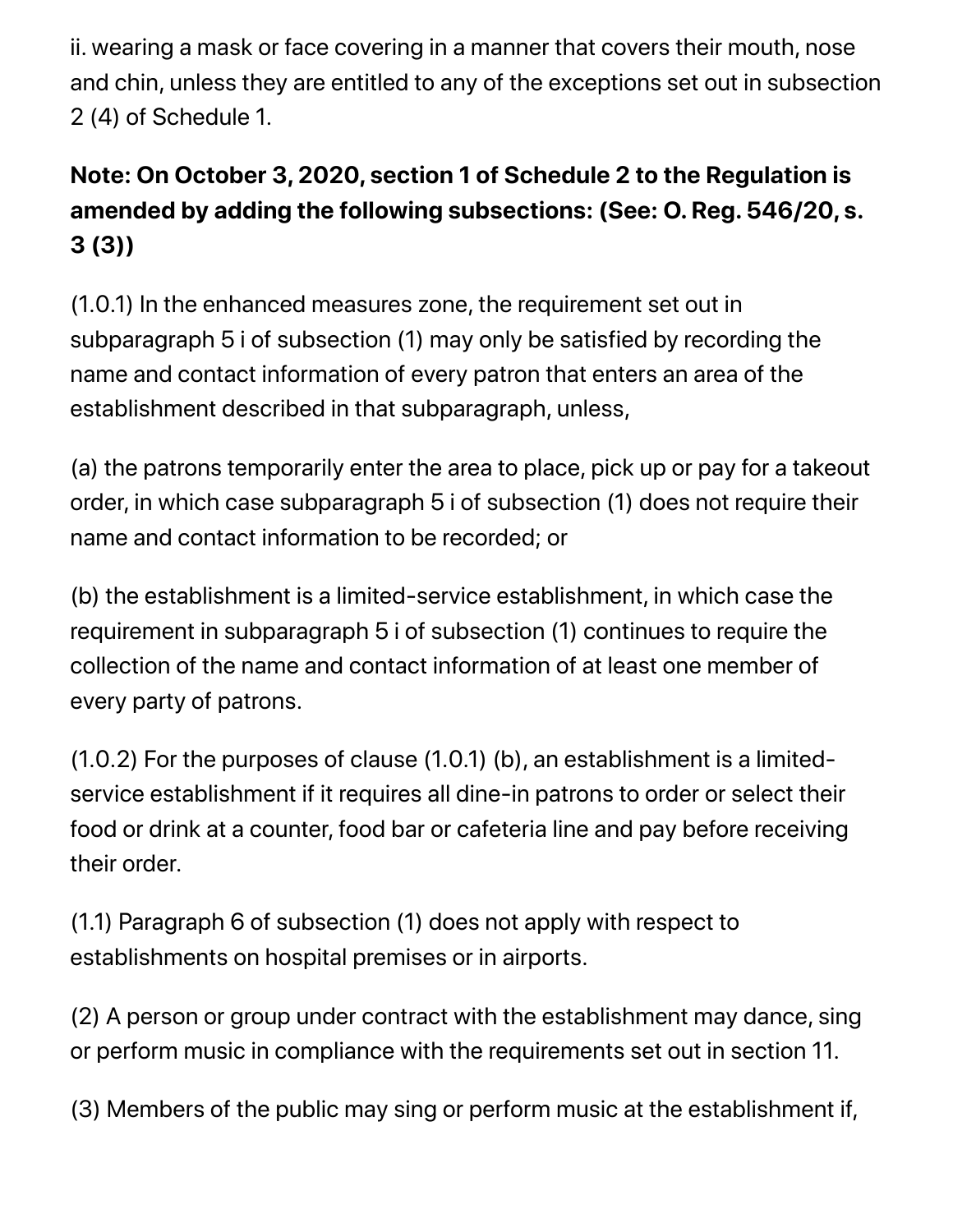ii. wearing a mask or face covering in a manner that covers their mouth, nose and chin, unless they are entitled to any of the exceptions set out in subsection 2 (4) of Schedule 1.

**Note: On October 3, 2020, section 1 of Schedule 2 to the Regulation is amended by adding the following subsections: (See: O. Reg. 546/20, s. 3 (3))**

(1.0.1) In the enhanced measures zone, the requirement set out in subparagraph 5 i of subsection (1) may only be satisfied by recording the name and contact information of every patron that enters an area of the establishment described in that subparagraph, unless,

(a) the patrons temporarily enter the area to place, pick up or pay for a takeout order, in which case subparagraph 5 i of subsection (1) does not require their name and contact information to be recorded; or

(b) the establishment is a limited-service establishment, in which case the requirement in subparagraph 5 i of subsection (1) continues to require the collection of the name and contact information of at least one member of every party of patrons.

(1.0.2) For the purposes of clause (1.0.1) (b), an establishment is a limited-service establishment if it requires all dine-in patrons to order or select their food or drink at a counter, food bar or cafeteria line and pay before receiving their order.

(1.1) Paragraph 6 of subsection (1) does not apply with respect to establishments on hospital premises or in airports.

(2) A person or group under contract with the establishment may dance, sing or perform music in compliance with the requirements set out in section 11.

(3) Members of the public may sing or perform music at the establishment if,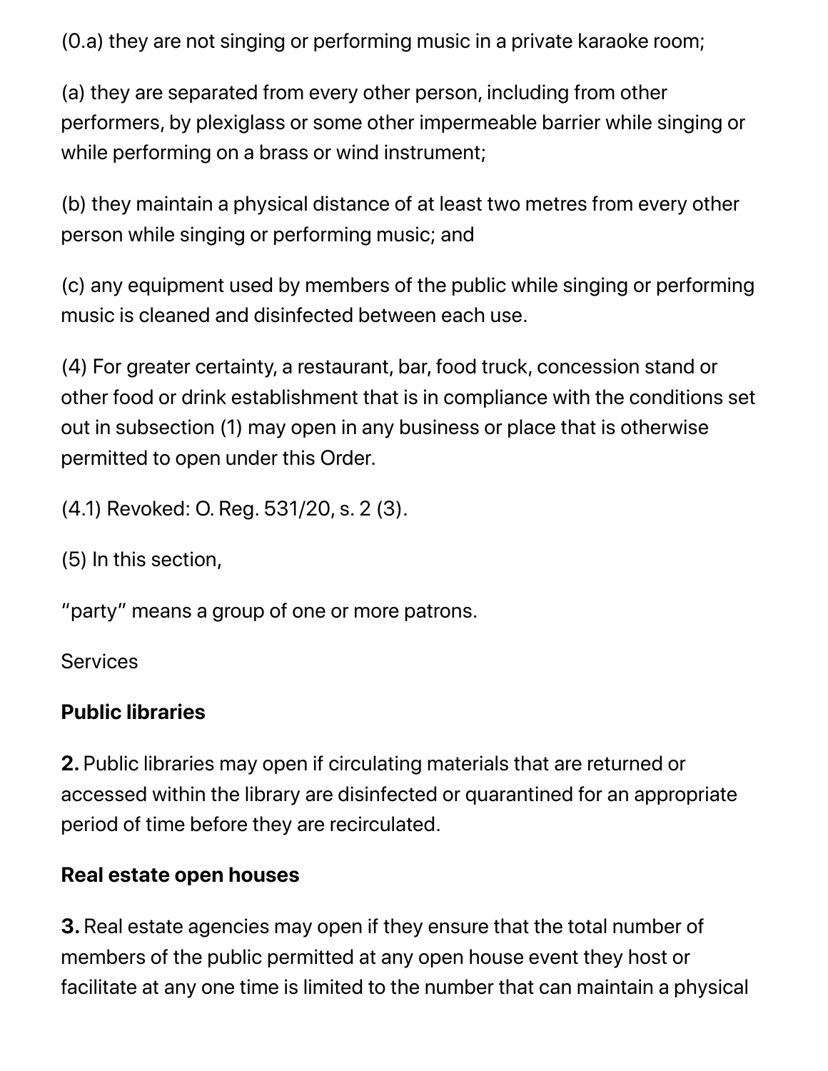(0.a) they are not singing or performing music in a private karaoke room;

(a) they are separated from every other person, including from other performers, by plexiglass or some other impermeable barrier while singing or while performing on a brass or wind instrument;

(b) they maintain a physical distance of at least two metres from every other person while singing or performing music; and

(c) any equipment used by members of the public while singing or performing music is cleaned and disinfected between each use.

(4) For greater certainty, a restaurant, bar, food truck, concession stand or other food or drink establishment that is in compliance with the conditions set out in subsection (1) may open in any business or place that is otherwise permitted to open under this Order.

(4.1) Revoked: O. Reg. 531/20, s. 2 (3).

(5) In this section,

"party" means a group of one or more patrons.

Services

**Public libraries**

**2.** Public libraries may open if circulating materials that are returned or accessed within the library are disinfected or quarantined for an appropriate period of time before they are recirculated.

**Real estate open houses**

**3.** Real estate agencies may open if they ensure that the total number of members of the public permitted at any open house event they host or facilitate at any one time is limited to the number that can maintain a physical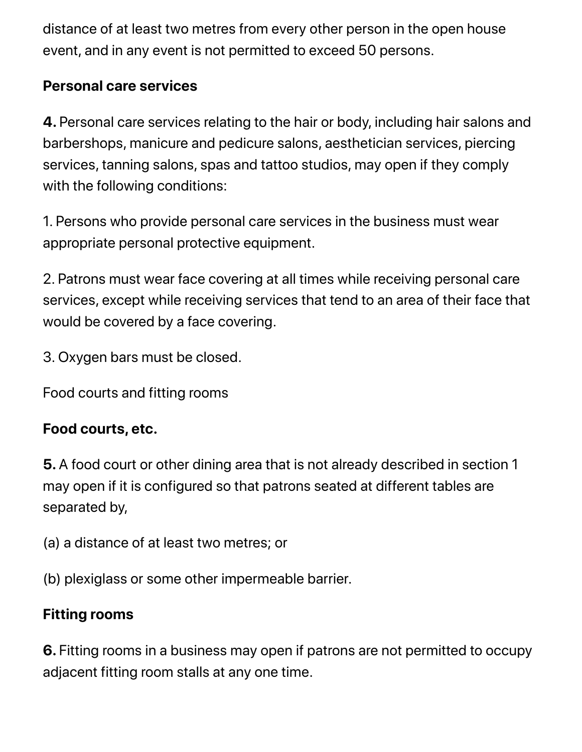distance of at least two metres from every other person in the open house event, and in any event is not permitted to exceed 50 persons.

**Personal care services**

**4.** Personal care services relating to the hair or body, including hair salons and barbershops, manicure and pedicure salons, aesthetician services, piercing services, tanning salons, spas and tattoo studios, may open if they comply with the following conditions:

1. Persons who provide personal care services in the business must wear appropriate personal protective equipment.

2. Patrons must wear face covering at all times while receiving personal care services, except while receiving services that tend to an area of their face that would be covered by a face covering.

3. Oxygen bars must be closed.

Food courts and fitting rooms

**Food courts, etc.**

**5.** A food court or other dining area that is not already described in section 1 may open if it is configured so that patrons seated at different tables are separated by,

(a) a distance of at least two metres; or

(b) plexiglass or some other impermeable barrier.

**Fitting rooms**

**6.** Fitting rooms in a business may open if patrons are not permitted to occupy adjacent fitting room stalls at any one time.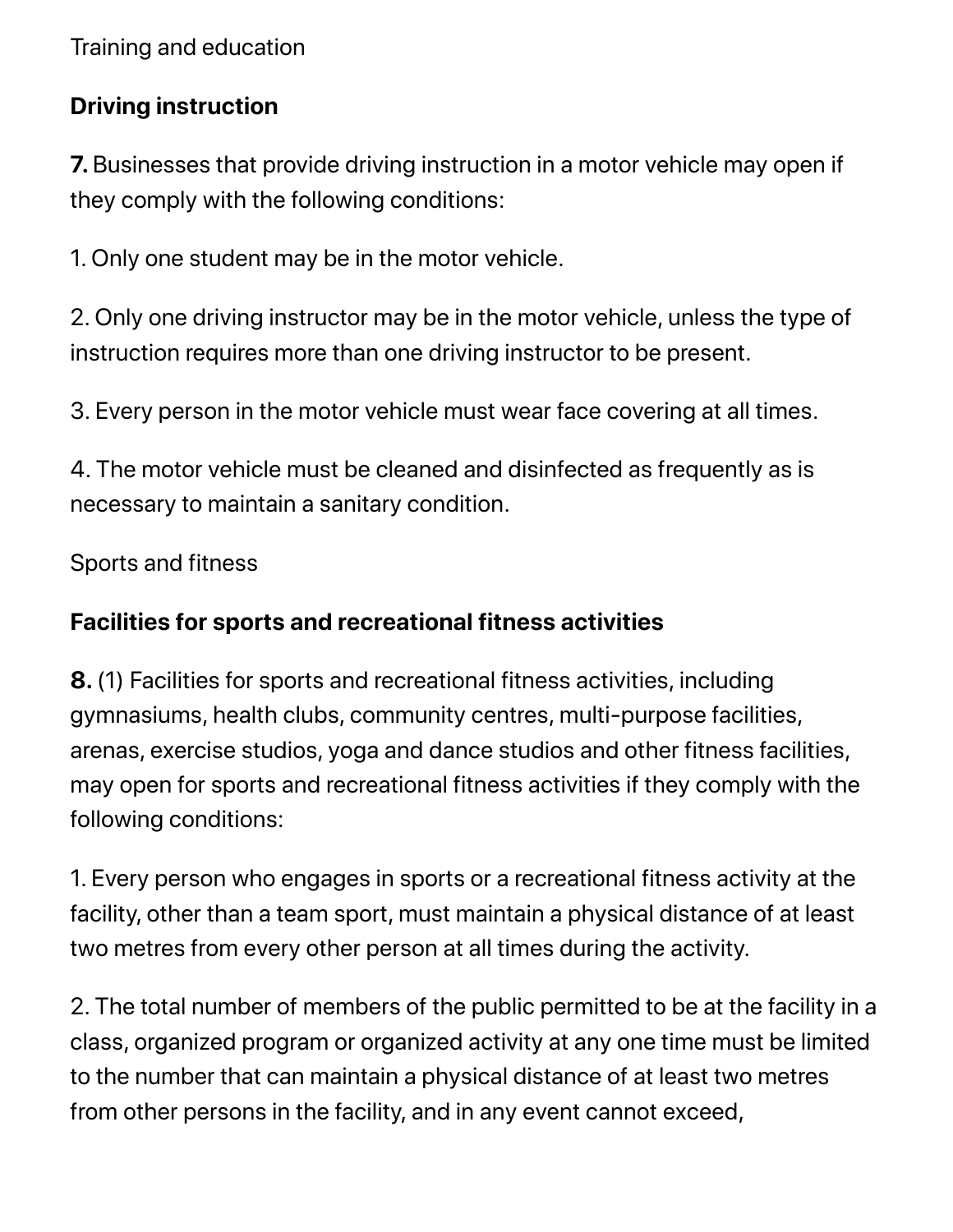Training and education

**Driving instruction**

**7.** Businesses that provide driving instruction in a motor vehicle may open if they comply with the following conditions:

1. Only one student may be in the motor vehicle.

2. Only one driving instructor may be in the motor vehicle, unless the type of instruction requires more than one driving instructor to be present.

3. Every person in the motor vehicle must wear face covering at all times.

4. The motor vehicle must be cleaned and disinfected as frequently as is necessary to maintain a sanitary condition.

Sports and fitness

**Facilities for sports and recreational fitness activities**

**8.** (1) Facilities for sports and recreational fitness activities, including gymnasiums, health clubs, community centres, multi-purpose facilities, arenas, exercise studios, yoga and dance studios and other fitness facilities, may open for sports and recreational fitness activities if they comply with the following conditions:

1. Every person who engages in sports or a recreational fitness activity at the facility, other than a team sport, must maintain a physical distance of at least two metres from every other person at all times during the activity.

2. The total number of members of the public permitted to be at the facility in a class, organized program or organized activity at any one time must be limited to the number that can maintain a physical distance of at least two metres from other persons in the facility, and in any event cannot exceed,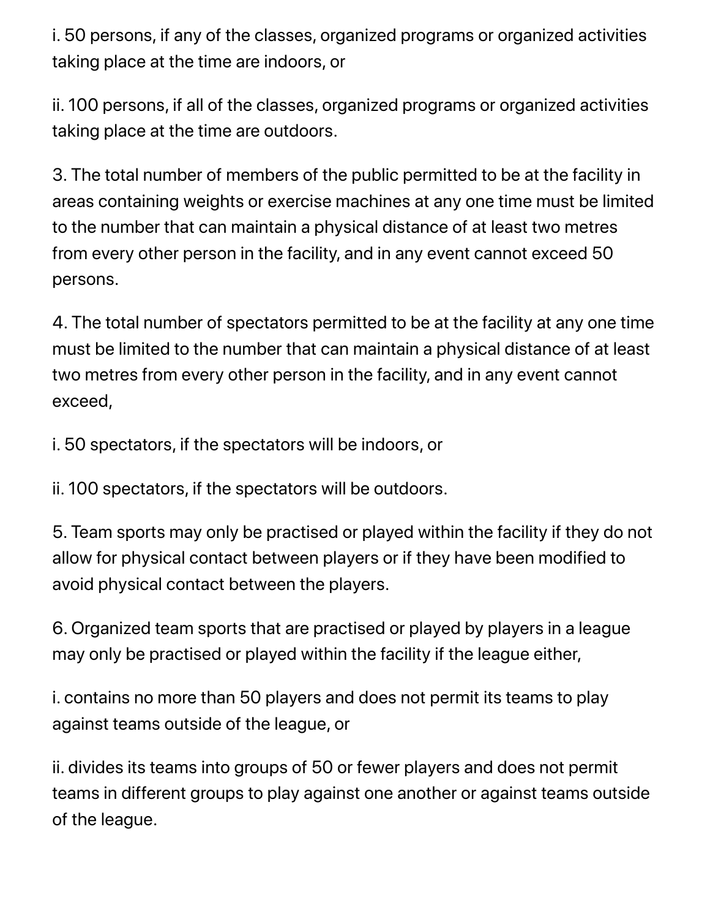i. 50 persons, if any of the classes, organized programs or organized activities taking place at the time are indoors, or

ii. 100 persons, if all of the classes, organized programs or organized activities taking place at the time are outdoors.

3. The total number of members of the public permitted to be at the facility in areas containing weights or exercise machines at any one time must be limited to the number that can maintain a physical distance of at least two metres from every other person in the facility, and in any event cannot exceed 50 persons.

4. The total number of spectators permitted to be at the facility at any one time must be limited to the number that can maintain a physical distance of at least two metres from every other person in the facility, and in any event cannot exceed,

i. 50 spectators, if the spectators will be indoors, or

ii. 100 spectators, if the spectators will be outdoors.

5. Team sports may only be practised or played within the facility if they do not allow for physical contact between players or if they have been modified to avoid physical contact between the players.

6. Organized team sports that are practised or played by players in a league may only be practised or played within the facility if the league either,

i. contains no more than 50 players and does not permit its teams to play against teams outside of the league, or

ii. divides its teams into groups of 50 or fewer players and does not permit teams in different groups to play against one another or against teams outside of the league.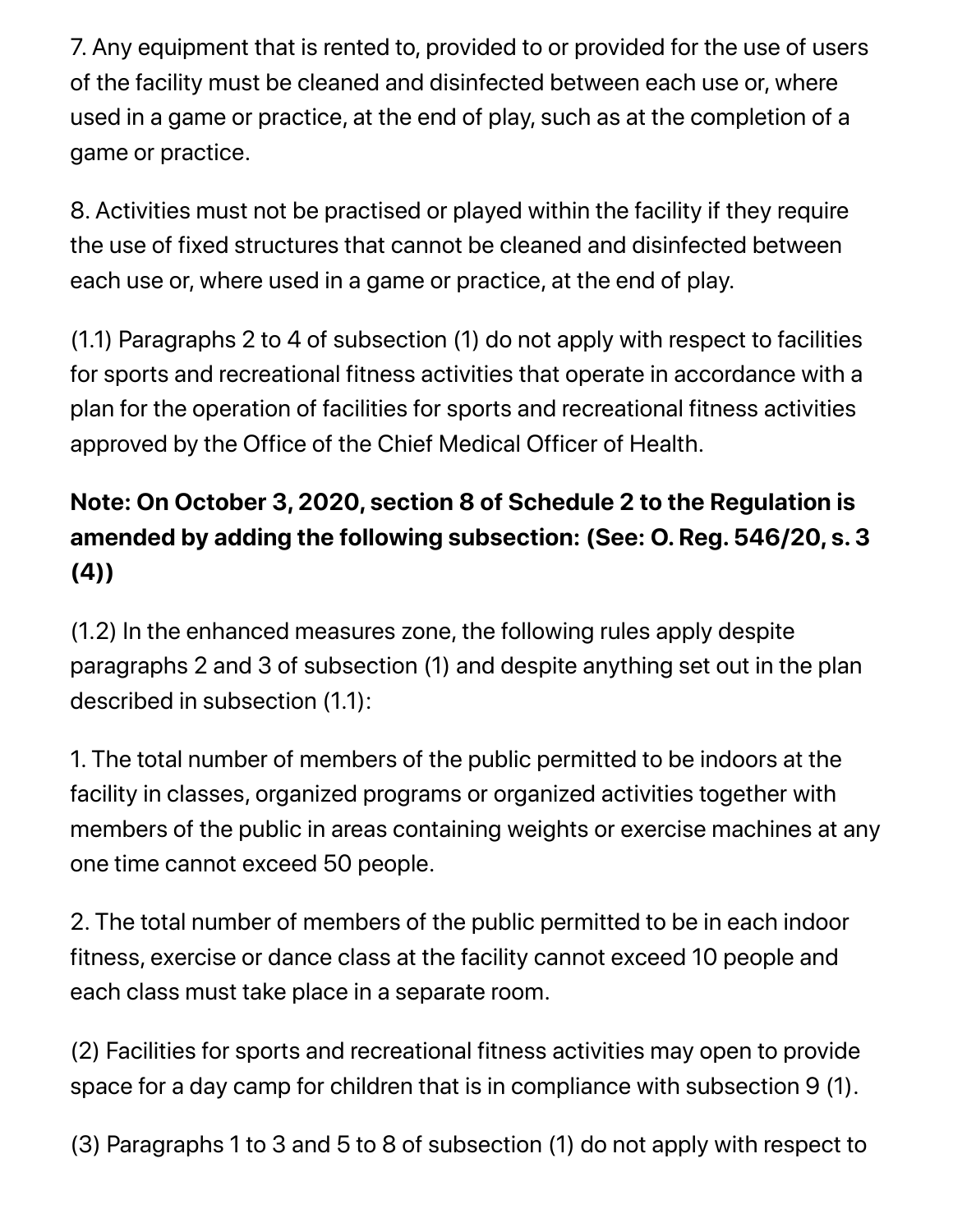7. Any equipment that is rented to, provided to or provided for the use of users of the facility must be cleaned and disinfected between each use or, where used in a game or practice, at the end of play, such as at the completion of a game or practice.

8. Activities must not be practised or played within the facility if they require the use of fixed structures that cannot be cleaned and disinfected between each use or, where used in a game or practice, at the end of play.

(1.1) Paragraphs 2 to 4 of subsection (1) do not apply with respect to facilities for sports and recreational fitness activities that operate in accordance with a plan for the operation of facilities for sports and recreational fitness activities approved by the Office of the Chief Medical Officer of Health.

**Note: On October 3, 2020, section 8 of Schedule 2 to the Regulation is amended by adding the following subsection: (See: O. Reg. 546/20, s. 3 (4))**

(1.2) In the enhanced measures zone, the following rules apply despite paragraphs 2 and 3 of subsection (1) and despite anything set out in the plan described in subsection (1.1):

1. The total number of members of the public permitted to be indoors at the facility in classes, organized programs or organized activities together with members of the public in areas containing weights or exercise machines at any one time cannot exceed 50 people.

2. The total number of members of the public permitted to be in each indoor fitness, exercise or dance class at the facility cannot exceed 10 people and each class must take place in a separate room.

(2) Facilities for sports and recreational fitness activities may open to provide space for a day camp for children that is in compliance with subsection 9 (1).

(3) Paragraphs 1 to 3 and 5 to 8 of subsection (1) do not apply with respect to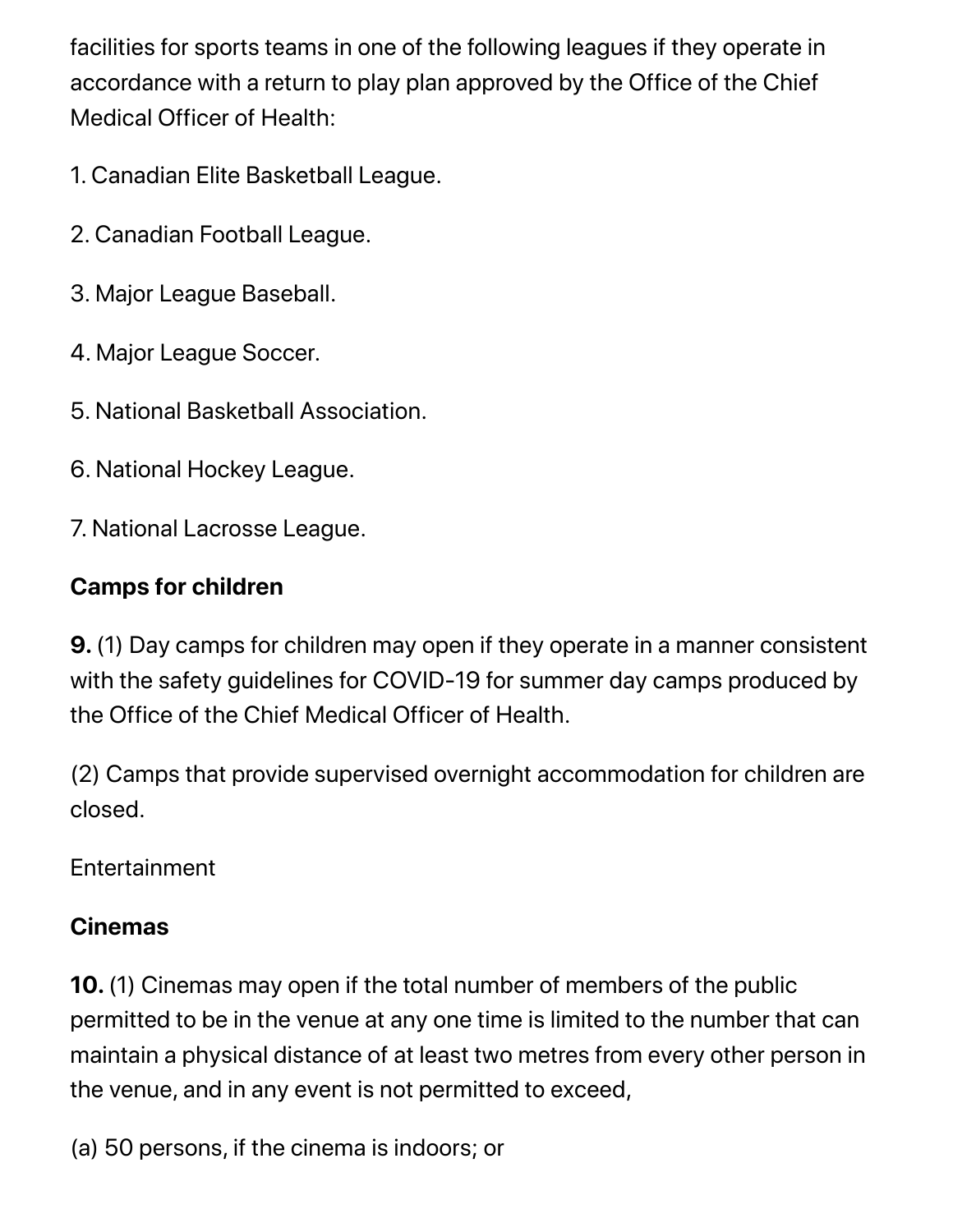facilities for sports teams in one of the following leagues if they operate in accordance with a return to play plan approved by the Office of the Chief Medical Officer of Health:

1. Canadian Elite Basketball League.

2. Canadian Football League.

3. Major League Baseball.

4. Major League Soccer.

5. National Basketball Association.

6. National Hockey League.

7. National Lacrosse League.

**Camps for children**

**9.** (1) Day camps for children may open if they operate in a manner consistent with the safety guidelines for COVID-19 for summer day camps produced by the Office of the Chief Medical Officer of Health.

(2) Camps that provide supervised overnight accommodation for children are closed.

Entertainment

**Cinemas**

**10.** (1) Cinemas may open if the total number of members of the public permitted to be in the venue at any one time is limited to the number that can maintain a physical distance of at least two metres from every other person in the venue, and in any event is not permitted to exceed,

(a) 50 persons, if the cinema is indoors; or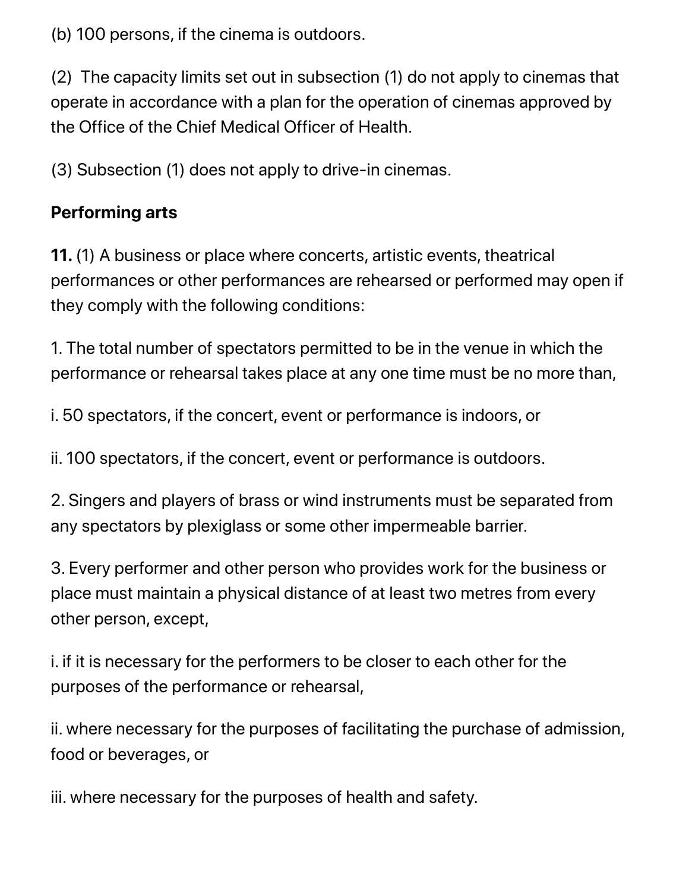(b) 100 persons, if the cinema is outdoors.

(2) The capacity limits set out in subsection (1) do not apply to cinemas that operate in accordance with a plan for the operation of cinemas approved by the Office of the Chief Medical Officer of Health.

(3) Subsection (1) does not apply to drive-in cinemas.

**Performing arts**

**11.** (1) A business or place where concerts, artistic events, theatrical performances or other performances are rehearsed or performed may open if they comply with the following conditions:

1. The total number of spectators permitted to be in the venue in which the performance or rehearsal takes place at any one time must be no more than,

i. 50 spectators, if the concert, event or performance is indoors, or

ii. 100 spectators, if the concert, event or performance is outdoors.

2. Singers and players of brass or wind instruments must be separated from any spectators by plexiglass or some other impermeable barrier.

3. Every performer and other person who provides work for the business or place must maintain a physical distance of at least two metres from every other person, except,

i. if it is necessary for the performers to be closer to each other for the purposes of the performance or rehearsal,

ii. where necessary for the purposes of facilitating the purchase of admission, food or beverages, or

iii. where necessary for the purposes of health and safety.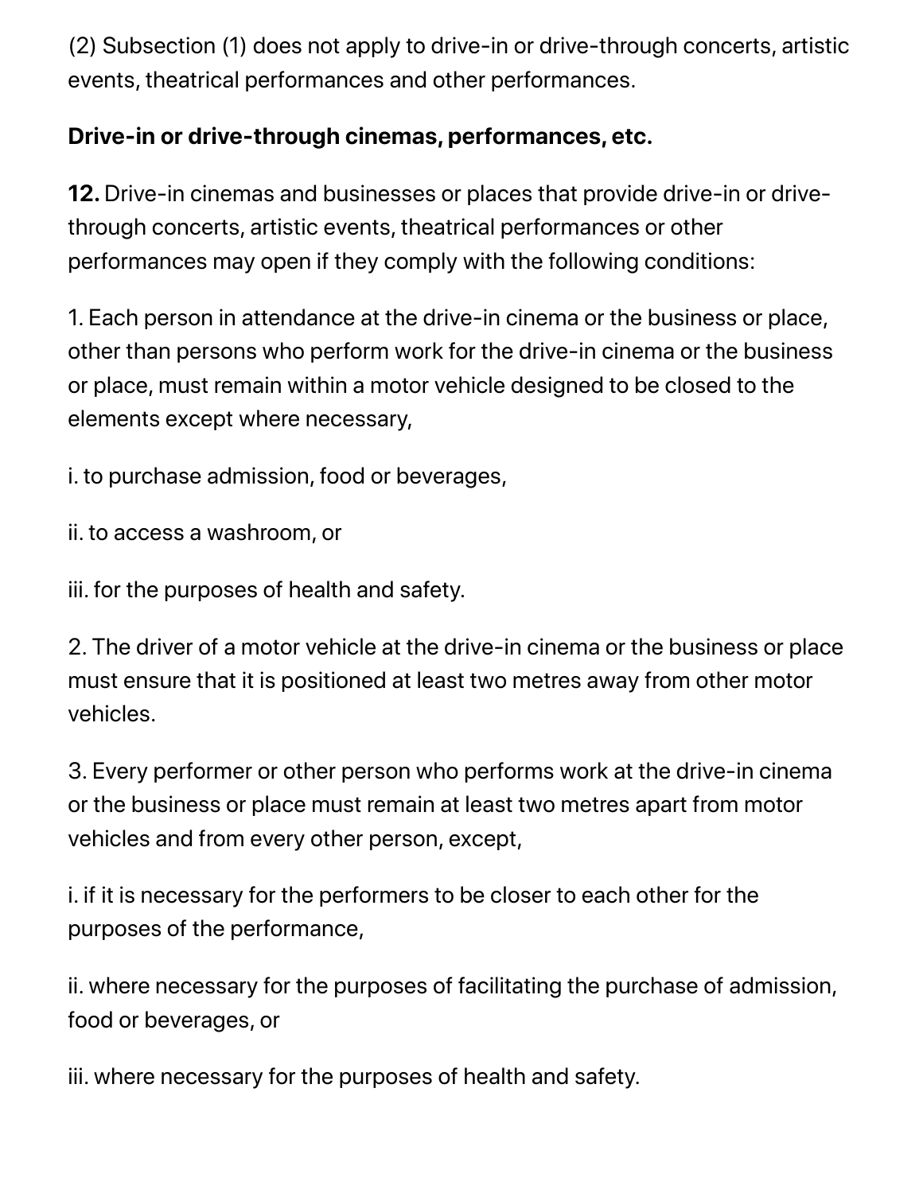(2) Subsection (1) does not apply to drive-in or drive-through concerts, artistic events, theatrical performances and other performances.

**Drive-in or drive-through cinemas, performances, etc.**

**12.** Drive-in cinemas and businesses or places that provide drive-in or drive-through concerts, artistic events, theatrical performances or other performances may open if they comply with the following conditions:

1. Each person in attendance at the drive-in cinema or the business or place, other than persons who perform work for the drive-in cinema or the business or place, must remain within a motor vehicle designed to be closed to the elements except where necessary,

i. to purchase admission, food or beverages,

ii. to access a washroom, or

iii. for the purposes of health and safety.

2. The driver of a motor vehicle at the drive-in cinema or the business or place must ensure that it is positioned at least two metres away from other motor vehicles.

3. Every performer or other person who performs work at the drive-in cinema or the business or place must remain at least two metres apart from motor vehicles and from every other person, except,

i. if it is necessary for the performers to be closer to each other for the purposes of the performance,

ii. where necessary for the purposes of facilitating the purchase of admission, food or beverages, or

iii. where necessary for the purposes of health and safety.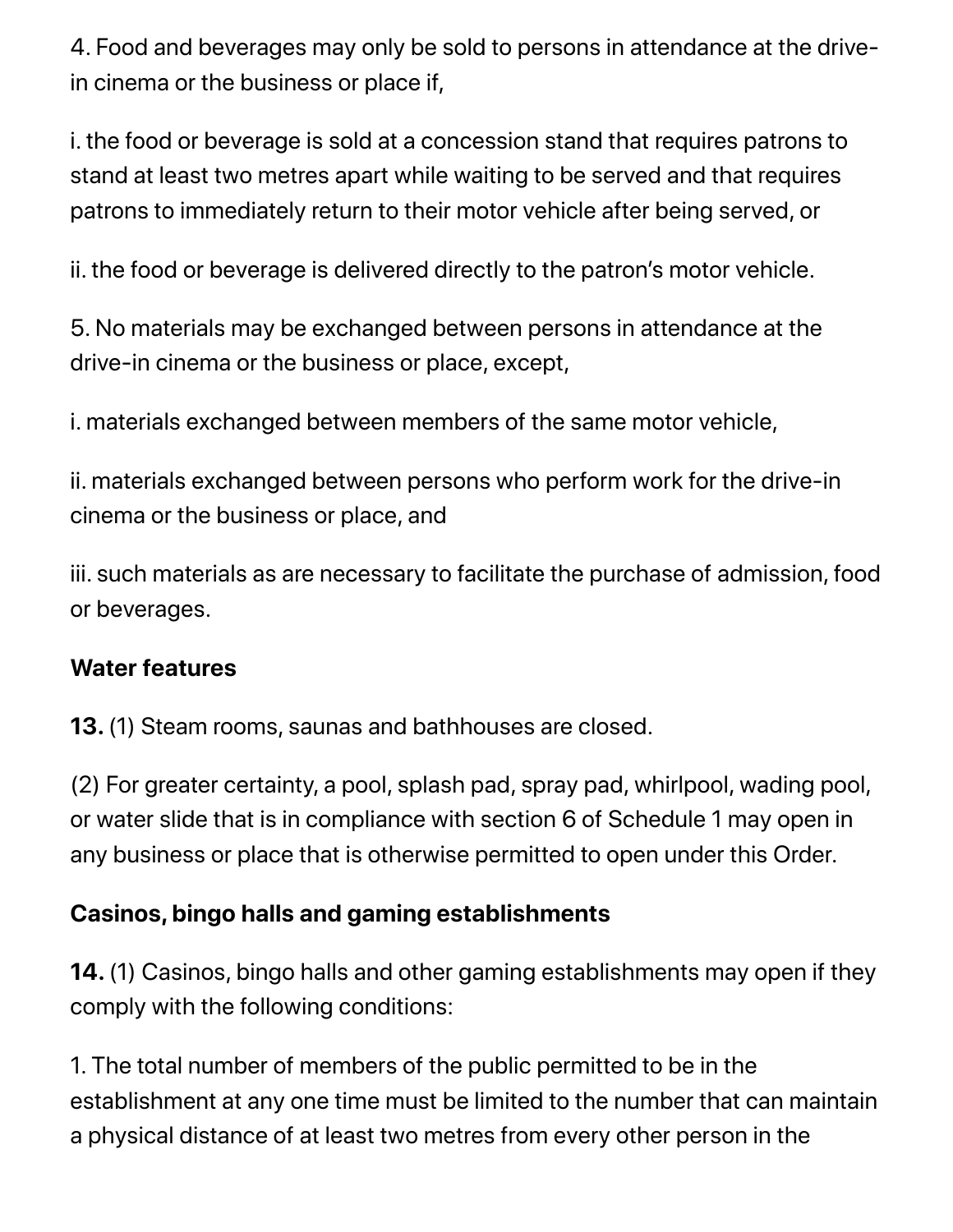4. Food and beverages may only be sold to persons in attendance at the drive-in cinema or the business or place if,

i. the food or beverage is sold at a concession stand that requires patrons to stand at least two metres apart while waiting to be served and that requires patrons to immediately return to their motor vehicle after being served, or

ii. the food or beverage is delivered directly to the patron's motor vehicle.

5. No materials may be exchanged between persons in attendance at the drive-in cinema or the business or place, except,

i. materials exchanged between members of the same motor vehicle,

ii. materials exchanged between persons who perform work for the drive-in cinema or the business or place, and

iii. such materials as are necessary to facilitate the purchase of admission, food or beverages.

**Water features**

**13.** (1) Steam rooms, saunas and bathhouses are closed.

(2) For greater certainty, a pool, splash pad, spray pad, whirlpool, wading pool, or water slide that is in compliance with section 6 of Schedule 1 may open in any business or place that is otherwise permitted to open under this Order.

**Casinos, bingo halls and gaming establishments**

**14.** (1) Casinos, bingo halls and other gaming establishments may open if they comply with the following conditions:

1. The total number of members of the public permitted to be in the establishment at any one time must be limited to the number that can maintain a physical distance of at least two metres from every other person in the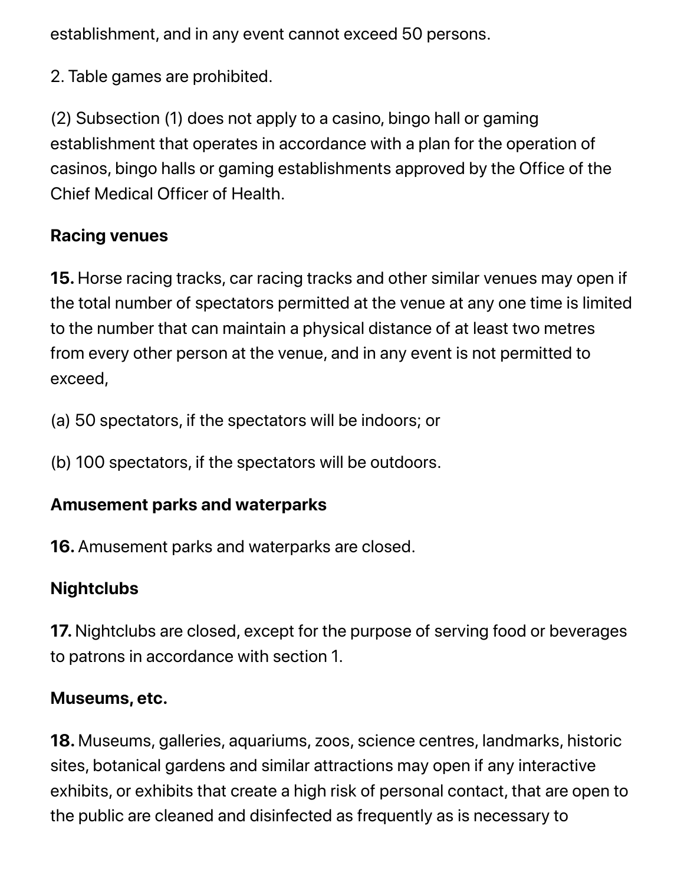establishment, and in any event cannot exceed 50 persons.

2. Table games are prohibited.

(2) Subsection (1) does not apply to a casino, bingo hall or gaming establishment that operates in accordance with a plan for the operation of casinos, bingo halls or gaming establishments approved by the Office of the Chief Medical Officer of Health.

**Racing venues**

**15.** Horse racing tracks, car racing tracks and other similar venues may open if the total number of spectators permitted at the venue at any one time is limited to the number that can maintain a physical distance of at least two metres from every other person at the venue, and in any event is not permitted to exceed,

(a) 50 spectators, if the spectators will be indoors; or

(b) 100 spectators, if the spectators will be outdoors.

**Amusement parks and waterparks**

**16.** Amusement parks and waterparks are closed.

**Nightclubs**

**17.** Nightclubs are closed, except for the purpose of serving food or beverages to patrons in accordance with section 1.

**Museums, etc.**

**18.** Museums, galleries, aquariums, zoos, science centres, landmarks, historic sites, botanical gardens and similar attractions may open if any interactive exhibits, or exhibits that create a high risk of personal contact, that are open to the public are cleaned and disinfected as frequently as is necessary to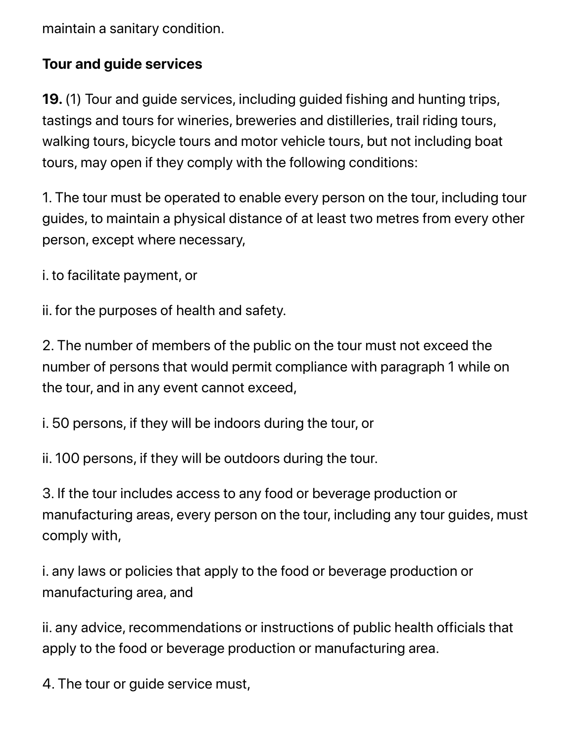maintain a sanitary condition.

**Tour and guide services**

**19.** (1) Tour and guide services, including guided fishing and hunting trips, tastings and tours for wineries, breweries and distilleries, trail riding tours, walking tours, bicycle tours and motor vehicle tours, but not including boat tours, may open if they comply with the following conditions:

1. The tour must be operated to enable every person on the tour, including tour guides, to maintain a physical distance of at least two metres from every other person, except where necessary,

i. to facilitate payment, or

ii. for the purposes of health and safety.

2. The number of members of the public on the tour must not exceed the number of persons that would permit compliance with paragraph 1 while on the tour, and in any event cannot exceed,

i. 50 persons, if they will be indoors during the tour, or

ii. 100 persons, if they will be outdoors during the tour.

3. If the tour includes access to any food or beverage production or manufacturing areas, every person on the tour, including any tour guides, must comply with,

i. any laws or policies that apply to the food or beverage production or manufacturing area, and

ii. any advice, recommendations or instructions of public health officials that apply to the food or beverage production or manufacturing area.

4. The tour or guide service must,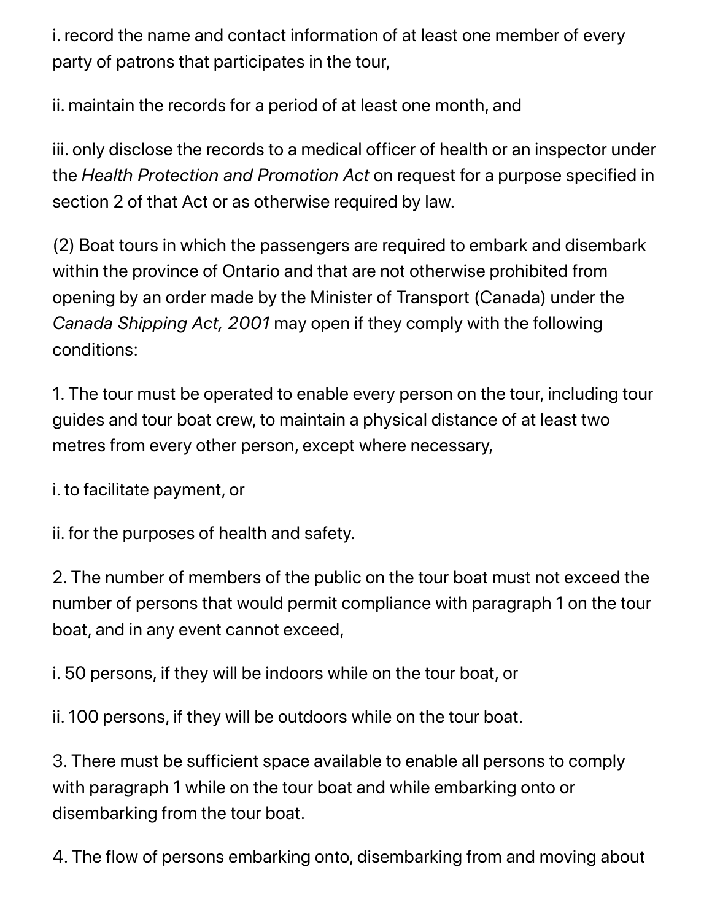i. record the name and contact information of at least one member of every party of patrons that participates in the tour,

ii. maintain the records for a period of at least one month, and

iii. only disclose the records to a medical officer of health or an inspector under the *Health Protection and Promotion Act* on request for a purpose specified in section 2 of that Act or as otherwise required by law.

(2) Boat tours in which the passengers are required to embark and disembark within the province of Ontario and that are not otherwise prohibited from opening by an order made by the Minister of Transport (Canada) under the *Canada Shipping Act, 2001* may open if they comply with the following conditions:

1. The tour must be operated to enable every person on the tour, including tour guides and tour boat crew, to maintain a physical distance of at least two metres from every other person, except where necessary,

i. to facilitate payment, or

ii. for the purposes of health and safety.

2. The number of members of the public on the tour boat must not exceed the number of persons that would permit compliance with paragraph 1 on the tour boat, and in any event cannot exceed,

i. 50 persons, if they will be indoors while on the tour boat, or

ii. 100 persons, if they will be outdoors while on the tour boat.

3. There must be sufficient space available to enable all persons to comply with paragraph 1 while on the tour boat and while embarking onto or disembarking from the tour boat.

4. The flow of persons embarking onto, disembarking from and moving about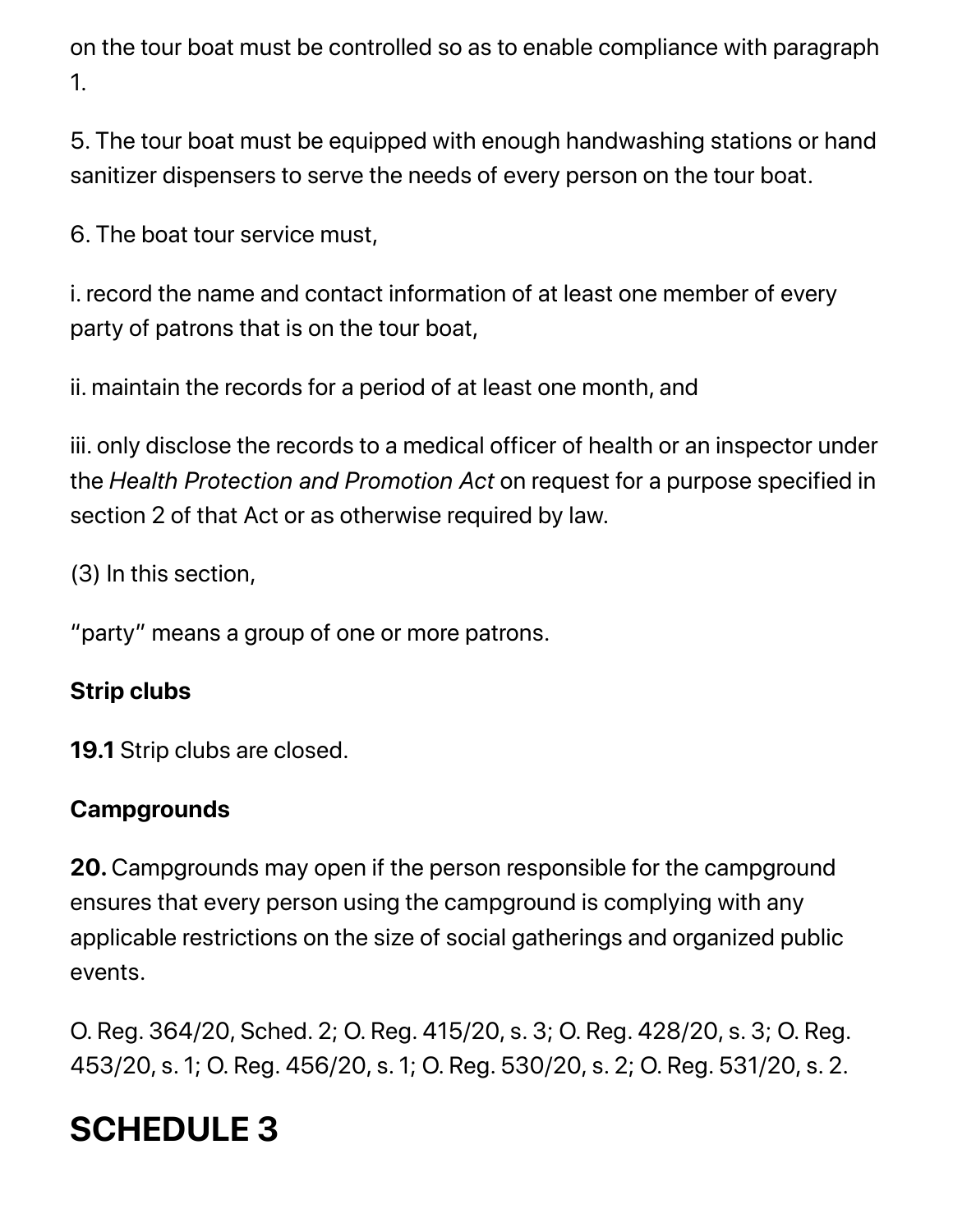on the tour boat must be controlled so as to enable compliance with paragraph 1.

5. The tour boat must be equipped with enough handwashing stations or hand sanitizer dispensers to serve the needs of every person on the tour boat.

6. The boat tour service must,

i. record the name and contact information of at least one member of every party of patrons that is on the tour boat,

ii. maintain the records for a period of at least one month, and

iii. only disclose the records to a medical officer of health or an inspector under the *Health Protection and Promotion Act* on request for a purpose specified in section 2 of that Act or as otherwise required by law.

(3) In this section,

"party" means a group of one or more patrons.

**Strip clubs**

**19.1** Strip clubs are closed.

**Campgrounds**

**20.** Campgrounds may open if the person responsible for the campground ensures that every person using the campground is complying with any applicable restrictions on the size of social gatherings and organized public events.

O. Reg. 364/20, Sched. 2; O. Reg. 415/20, s. 3; O. Reg. 428/20, s. 3; O. Reg. 453/20, s. 1; O. Reg. 456/20, s. 1; O. Reg. 530/20, s. 2; O. Reg. 531/20, s. 2.

# SCHEDULE 3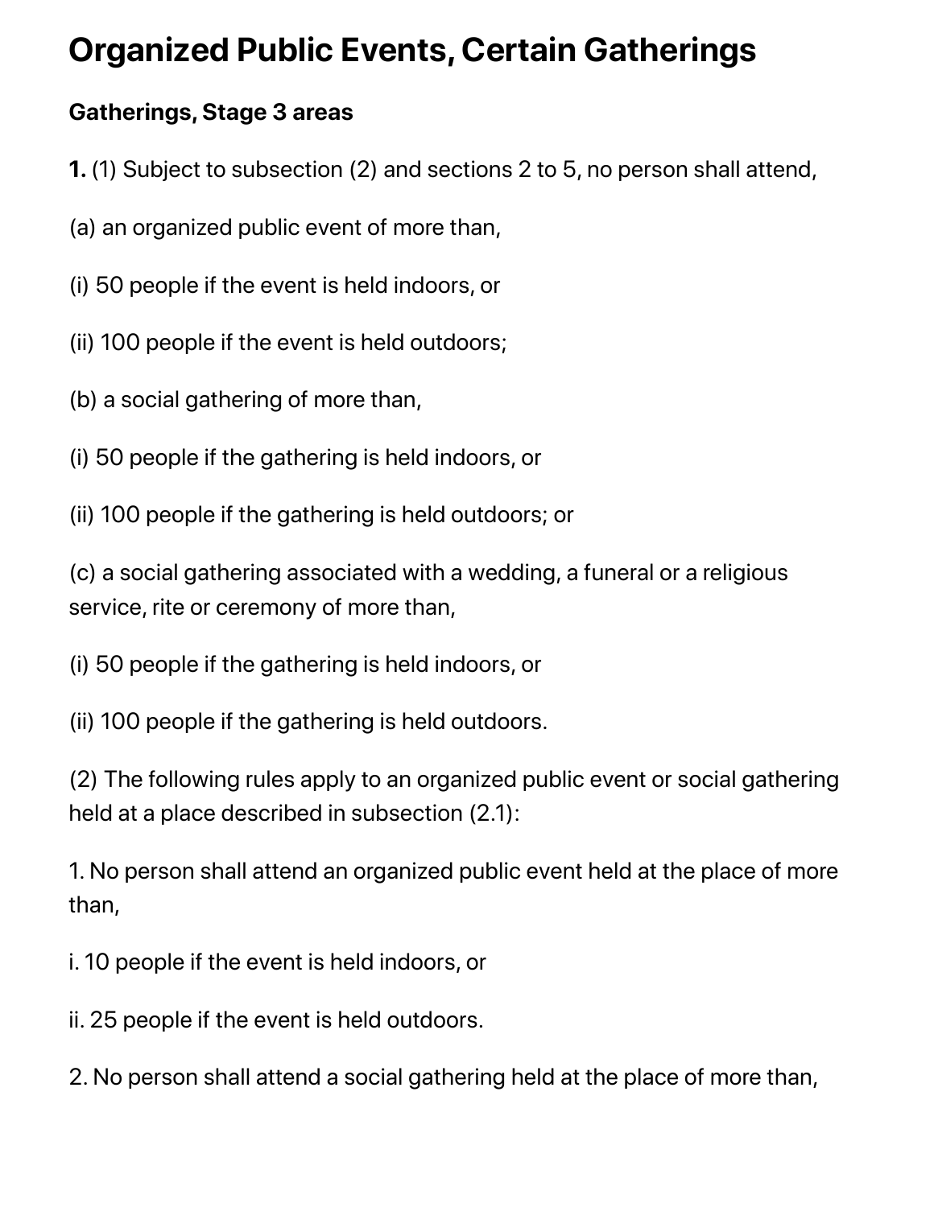# Organized Public Events, Certain Gatherings

**Gatherings, Stage 3 areas**

**1.** (1) Subject to subsection (2) and sections 2 to 5, no person shall attend,

(a) an organized public event of more than,

(i) 50 people if the event is held indoors, or

(ii) 100 people if the event is held outdoors;

(b) a social gathering of more than,

(i) 50 people if the gathering is held indoors, or

(ii) 100 people if the gathering is held outdoors; or

(c) a social gathering associated with a wedding, a funeral or a religious service, rite or ceremony of more than,

(i) 50 people if the gathering is held indoors, or

(ii) 100 people if the gathering is held outdoors.

(2) The following rules apply to an organized public event or social gathering held at a place described in subsection (2.1):

1. No person shall attend an organized public event held at the place of more than,

i. 10 people if the event is held indoors, or

ii. 25 people if the event is held outdoors.

2. No person shall attend a social gathering held at the place of more than,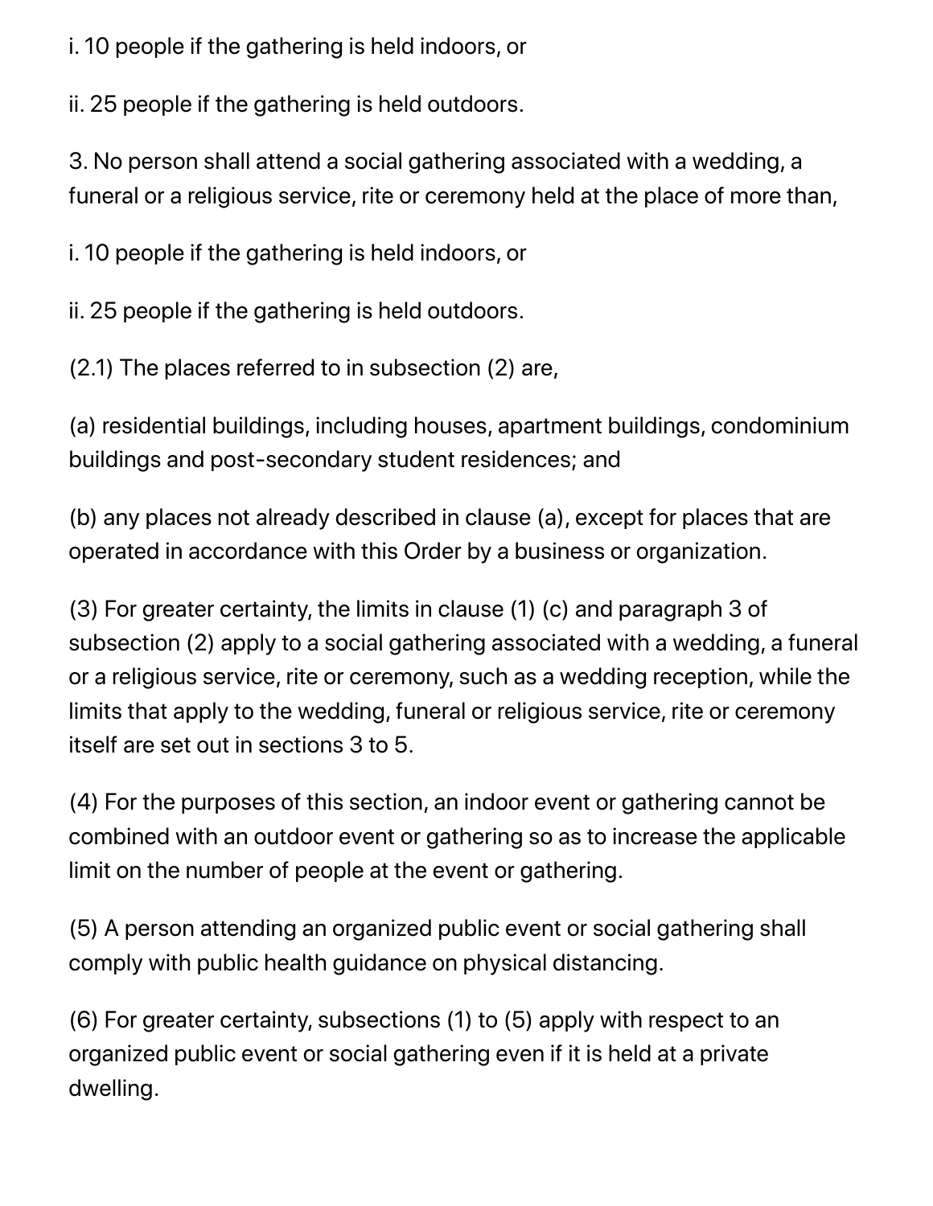i. 10 people if the gathering is held indoors, or

ii. 25 people if the gathering is held outdoors.

3. No person shall attend a social gathering associated with a wedding, a funeral or a religious service, rite or ceremony held at the place of more than,

i. 10 people if the gathering is held indoors, or

ii. 25 people if the gathering is held outdoors.

(2.1) The places referred to in subsection (2) are,

(a) residential buildings, including houses, apartment buildings, condominium buildings and post-secondary student residences; and

(b) any places not already described in clause (a), except for places that are operated in accordance with this Order by a business or organization.

(3) For greater certainty, the limits in clause (1) (c) and paragraph 3 of subsection (2) apply to a social gathering associated with a wedding, a funeral or a religious service, rite or ceremony, such as a wedding reception, while the limits that apply to the wedding, funeral or religious service, rite or ceremony itself are set out in sections 3 to 5.

(4) For the purposes of this section, an indoor event or gathering cannot be combined with an outdoor event or gathering so as to increase the applicable limit on the number of people at the event or gathering.

(5) A person attending an organized public event or social gathering shall comply with public health guidance on physical distancing.

(6) For greater certainty, subsections (1) to (5) apply with respect to an organized public event or social gathering even if it is held at a private dwelling.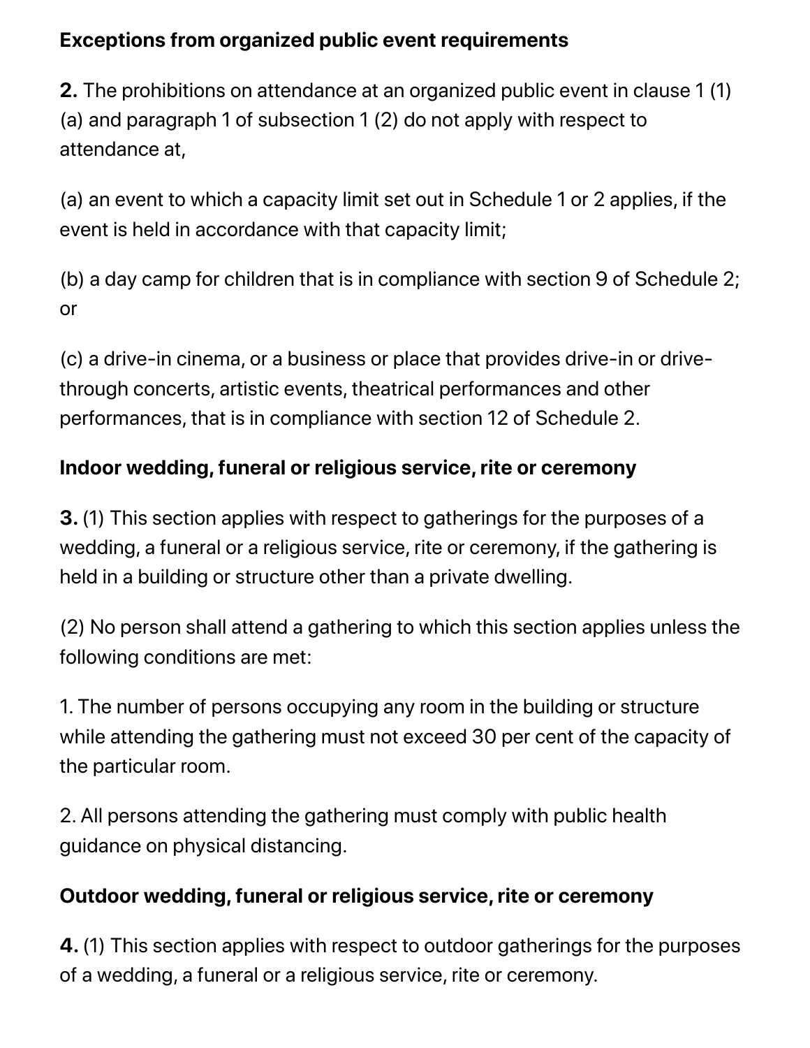**Exceptions from organized public event requirements**

**2.** The prohibitions on attendance at an organized public event in clause 1 (1) (a) and paragraph 1 of subsection 1 (2) do not apply with respect to attendance at,

(a) an event to which a capacity limit set out in Schedule 1 or 2 applies, if the event is held in accordance with that capacity limit;

(b) a day camp for children that is in compliance with section 9 of Schedule 2; or

(c) a drive-in cinema, or a business or place that provides drive-in or drive-through concerts, artistic events, theatrical performances and other performances, that is in compliance with section 12 of Schedule 2.

**Indoor wedding, funeral or religious service, rite or ceremony**

**3.** (1) This section applies with respect to gatherings for the purposes of a wedding, a funeral or a religious service, rite or ceremony, if the gathering is held in a building or structure other than a private dwelling.

(2) No person shall attend a gathering to which this section applies unless the following conditions are met:

1. The number of persons occupying any room in the building or structure while attending the gathering must not exceed 30 per cent of the capacity of the particular room.

2. All persons attending the gathering must comply with public health guidance on physical distancing.

**Outdoor wedding, funeral or religious service, rite or ceremony**

**4.** (1) This section applies with respect to outdoor gatherings for the purposes of a wedding, a funeral or a religious service, rite or ceremony.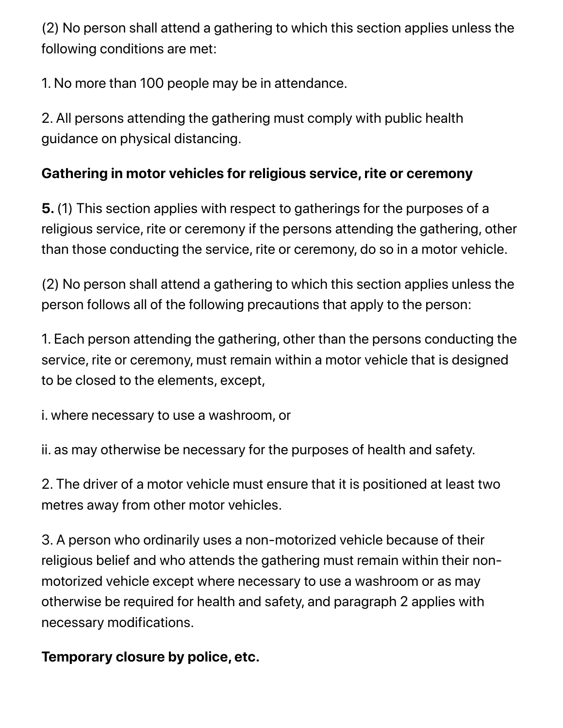(2) No person shall attend a gathering to which this section applies unless the following conditions are met:

1. No more than 100 people may be in attendance.

2. All persons attending the gathering must comply with public health guidance on physical distancing.

**Gathering in motor vehicles for religious service, rite or ceremony**

**5.** (1) This section applies with respect to gatherings for the purposes of a religious service, rite or ceremony if the persons attending the gathering, other than those conducting the service, rite or ceremony, do so in a motor vehicle.

(2) No person shall attend a gathering to which this section applies unless the person follows all of the following precautions that apply to the person:

1. Each person attending the gathering, other than the persons conducting the service, rite or ceremony, must remain within a motor vehicle that is designed to be closed to the elements, except,

i. where necessary to use a washroom, or

ii. as may otherwise be necessary for the purposes of health and safety.

2. The driver of a motor vehicle must ensure that it is positioned at least two metres away from other motor vehicles.

3. A person who ordinarily uses a non-motorized vehicle because of their religious belief and who attends the gathering must remain within their non-motorized vehicle except where necessary to use a washroom or as may otherwise be required for health and safety, and paragraph 2 applies with necessary modifications.

**Temporary closure by police, etc.**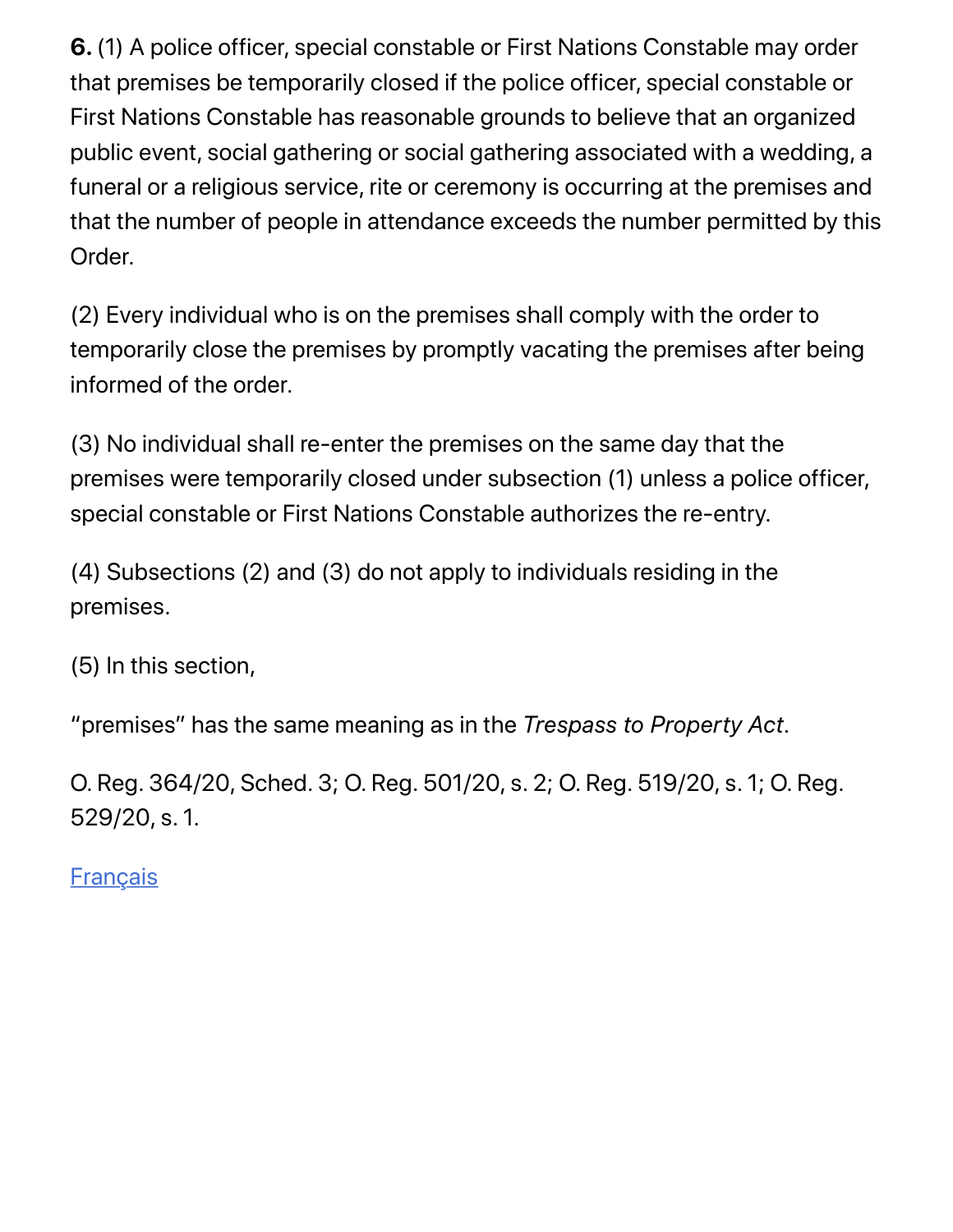**6.** (1) A police officer, special constable or First Nations Constable may order that premises be temporarily closed if the police officer, special constable or First Nations Constable has reasonable grounds to believe that an organized public event, social gathering or social gathering associated with a wedding, a funeral or a religious service, rite or ceremony is occurring at the premises and that the number of people in attendance exceeds the number permitted by this Order.

(2) Every individual who is on the premises shall comply with the order to temporarily close the premises by promptly vacating the premises after being informed of the order.

(3) No individual shall re-enter the premises on the same day that the premises were temporarily closed under subsection (1) unless a police officer, special constable or First Nations Constable authorizes the re-entry.

(4) Subsections (2) and (3) do not apply to individuals residing in the premises.

(5) In this section,

"premises" has the same meaning as in the *Trespass to Property Act*.

O. Reg. 364/20, Sched. 3; O. Reg. 501/20, s. 2; O. Reg. 519/20, s. 1; O. Reg. 529/20, s. 1.

Français